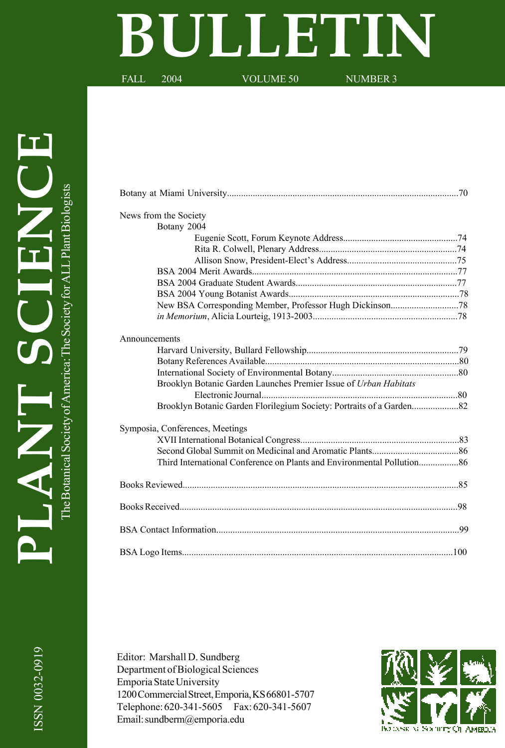# PLANT SCIENCE BULLETIN

The Botanical Society of America: The Society for ALL Plant Biologists

FALL 2004 VOLUME 50 NUMBER 3

ISSN 0032-0919

Botany at Miami University....................70

News from the Society

- Botany 2004
  - Eugenie Scott, Forum Keynote Address....................74
  - Rita R. Colwell, Plenary Address....................74
  - Allison Snow, President-Elect's Address....................75
- BSA 2004 Merit Awards....................77
- BSA 2004 Graduate Student Awards....................77
- BSA 2004 Young Botanist Awards....................78
- New BSA Corresponding Member, Professor Hugh Dickinson....................78
- *in Memorium*, Alicia Lourteig, 1913-2003....................78

Announcements

- Harvard University, Bullard Fellowship....................79
- Botany References Available....................80
- International Society of Environmental Botany....................80
- Brooklyn Botanic Garden Launches Premier Issue of *Urban Habitats* Electronic Journal....................80
- Brooklyn Botanic Garden Florilegium Society: Portraits of a Garden....................82

Symposia, Conferences, Meetings

- XVII International Botanical Congress....................83
- Second Global Summit on Medicinal and Aromatic Plants....................86
- Third International Conference on Plants and Environmental Pollution....................86

Books Reviewed....................85

Books Received....................98

BSA Contact Information....................99

BSA Logo Items....................100

Editor: Marshall D. Sundberg
Department of Biological Sciences
Emporia State University
1200 Commercial Street, Emporia, KS 66801-5707
Telephone: 620-341-5605 Fax: 620-341-5607
Email: sundberm@emporia.edu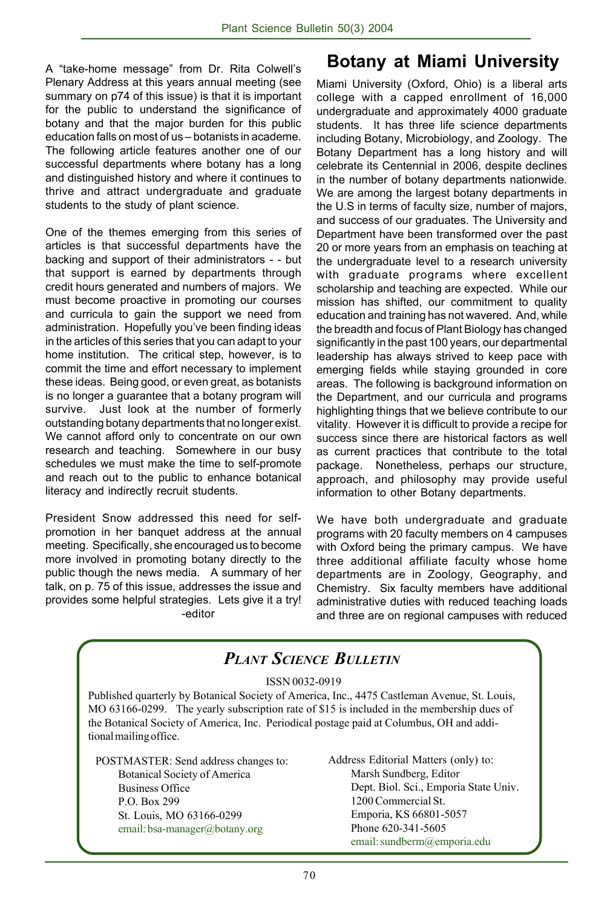A "take-home message" from Dr. Rita Colwell's Plenary Address at this years annual meeting (see summary on p74 of this issue) is that it is important for the public to understand the significance of botany and that the major burden for this public education falls on most of us – botanists in academe. The following article features another one of our successful departments where botany has a long and distinguished history and where it continues to thrive and attract undergraduate and graduate students to the study of plant science.

One of the themes emerging from this series of articles is that successful departments have the backing and support of their administrators - - but that support is earned by departments through credit hours generated and numbers of majors. We must become proactive in promoting our courses and curricula to gain the support we need from administration. Hopefully you've been finding ideas in the articles of this series that you can adapt to your home institution. The critical step, however, is to commit the time and effort necessary to implement these ideas. Being good, or even great, as botanists is no longer a guarantee that a botany program will survive. Just look at the number of formerly outstanding botany departments that no longer exist. We cannot afford only to concentrate on our own research and teaching. Somewhere in our busy schedules we must make the time to self-promote and reach out to the public to enhance botanical literacy and indirectly recruit students.

President Snow addressed this need for self-promotion in her banquet address at the annual meeting. Specifically, she encouraged us to become more involved in promoting botany directly to the public though the news media. A summary of her talk, on p. 75 of this issue, addresses the issue and provides some helpful strategies. Lets give it a try!

-editor

# Botany at Miami University

Miami University (Oxford, Ohio) is a liberal arts college with a capped enrollment of 16,000 undergraduate and approximately 4000 graduate students. It has three life science departments including Botany, Microbiology, and Zoology. The Botany Department has a long history and will celebrate its Centennial in 2006, despite declines in the number of botany departments nationwide. We are among the largest botany departments in the U.S in terms of faculty size, number of majors, and success of our graduates. The University and Department have been transformed over the past 20 or more years from an emphasis on teaching at the undergraduate level to a research university with graduate programs where excellent scholarship and teaching are expected. While our mission has shifted, our commitment to quality education and training has not wavered. And, while the breadth and focus of Plant Biology has changed significantly in the past 100 years, our departmental leadership has always strived to keep pace with emerging fields while staying grounded in core areas. The following is background information on the Department, and our curricula and programs highlighting things that we believe contribute to our vitality. However it is difficult to provide a recipe for success since there are historical factors as well as current practices that contribute to the total package. Nonetheless, perhaps our structure, approach, and philosophy may provide useful information to other Botany departments.

We have both undergraduate and graduate programs with 20 faculty members on 4 campuses with Oxford being the primary campus. We have three additional affiliate faculty whose home departments are in Zoology, Geography, and Chemistry. Six faculty members have additional administrative duties with reduced teaching loads and three are on regional campuses with reduced

## *Plant Science Bulletin*

ISSN 0032-0919

Published quarterly by Botanical Society of America, Inc., 4475 Castleman Avenue, St. Louis, MO 63166-0299. The yearly subscription rate of $15 is included in the membership dues of the Botanical Society of America, Inc. Periodical postage paid at Columbus, OH and additional mailing office.

POSTMASTER: Send address changes to:
Botanical Society of America
Business Office
P.O. Box 299
St. Louis, MO 63166-0299
email: bsa-manager@botany.org

Address Editorial Matters (only) to:
Marsh Sundberg, Editor
Dept. Biol. Sci., Emporia State Univ.
1200 Commercial St.
Emporia, KS 66801-5057
Phone 620-341-5605
email: sundberm@emporia.edu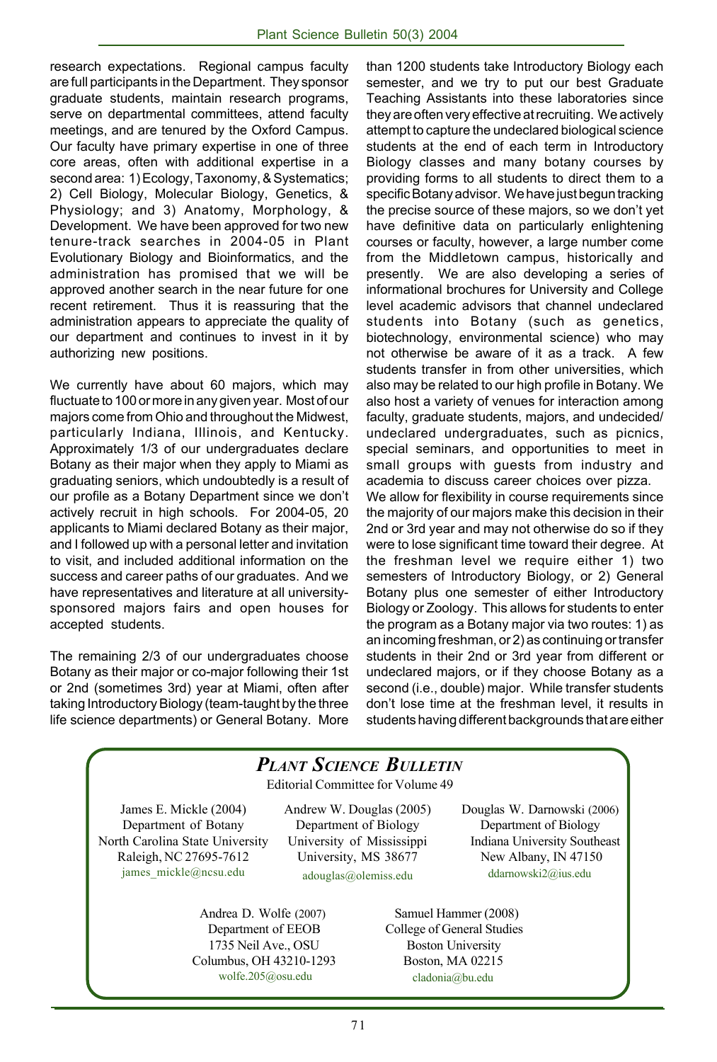research expectations. Regional campus faculty are full participants in the Department. They sponsor graduate students, maintain research programs, serve on departmental committees, attend faculty meetings, and are tenured by the Oxford Campus. Our faculty have primary expertise in one of three core areas, often with additional expertise in a second area: 1) Ecology, Taxonomy, & Systematics; 2) Cell Biology, Molecular Biology, Genetics, & Physiology; and 3) Anatomy, Morphology, & Development. We have been approved for two new tenure-track searches in 2004-05 in Plant Evolutionary Biology and Bioinformatics, and the administration has promised that we will be approved another search in the near future for one recent retirement. Thus it is reassuring that the administration appears to appreciate the quality of our department and continues to invest in it by authorizing new positions.

We currently have about 60 majors, which may fluctuate to 100 or more in any given year. Most of our majors come from Ohio and throughout the Midwest, particularly Indiana, Illinois, and Kentucky. Approximately 1/3 of our undergraduates declare Botany as their major when they apply to Miami as graduating seniors, which undoubtedly is a result of our profile as a Botany Department since we don't actively recruit in high schools. For 2004-05, 20 applicants to Miami declared Botany as their major, and I followed up with a personal letter and invitation to visit, and included additional information on the success and career paths of our graduates. And we have representatives and literature at all university-sponsored majors fairs and open houses for accepted students.

The remaining 2/3 of our undergraduates choose Botany as their major or co-major following their 1st or 2nd (sometimes 3rd) year at Miami, often after taking Introductory Biology (team-taught by the three life science departments) or General Botany. More than 1200 students take Introductory Biology each semester, and we try to put our best Graduate Teaching Assistants into these laboratories since they are often very effective at recruiting. We actively attempt to capture the undeclared biological science students at the end of each term in Introductory Biology classes and many botany courses by providing forms to all students to direct them to a specific Botany advisor. We have just begun tracking the precise source of these majors, so we don't yet have definitive data on particularly enlightening courses or faculty, however, a large number come from the Middletown campus, historically and presently. We are also developing a series of informational brochures for University and College level academic advisors that channel undeclared students into Botany (such as genetics, biotechnology, environmental science) who may not otherwise be aware of it as a track. A few students transfer in from other universities, which also may be related to our high profile in Botany. We also host a variety of venues for interaction among faculty, graduate students, majors, and undecided/undeclared undergraduates, such as picnics, special seminars, and opportunities to meet in small groups with guests from industry and academia to discuss career choices over pizza.

We allow for flexibility in course requirements since the majority of our majors make this decision in their 2nd or 3rd year and may not otherwise do so if they were to lose significant time toward their degree. At the freshman level we require either 1) two semesters of Introductory Biology, or 2) General Botany plus one semester of either Introductory Biology or Zoology. This allows for students to enter the program as a Botany major via two routes: 1) as an incoming freshman, or 2) as continuing or transfer students in their 2nd or 3rd year from different or undeclared majors, or if they choose Botany as a second (i.e., double) major. While transfer students don't lose time at the freshman level, it results in students having different backgrounds that are either

## *PLANT SCIENCE BULLETIN*

Editorial Committee for Volume 49

James E. Mickle (2004)
Department of Botany
North Carolina State University
Raleigh, NC 27695-7612
james_mickle@ncsu.edu

Andrew W. Douglas (2005)
Department of Biology
University of Mississippi
University, MS 38677
adouglas@olemiss.edu

Douglas W. Darnowski (2006)
Department of Biology
Indiana University Southeast
New Albany, IN 47150
ddarnowski2@ius.edu

Andrea D. Wolfe (2007)
Department of EEOB
1735 Neil Ave., OSU
Columbus, OH 43210-1293
wolfe.205@osu.edu

Samuel Hammer (2008)
College of General Studies
Boston University
Boston, MA 02215
cladonia@bu.edu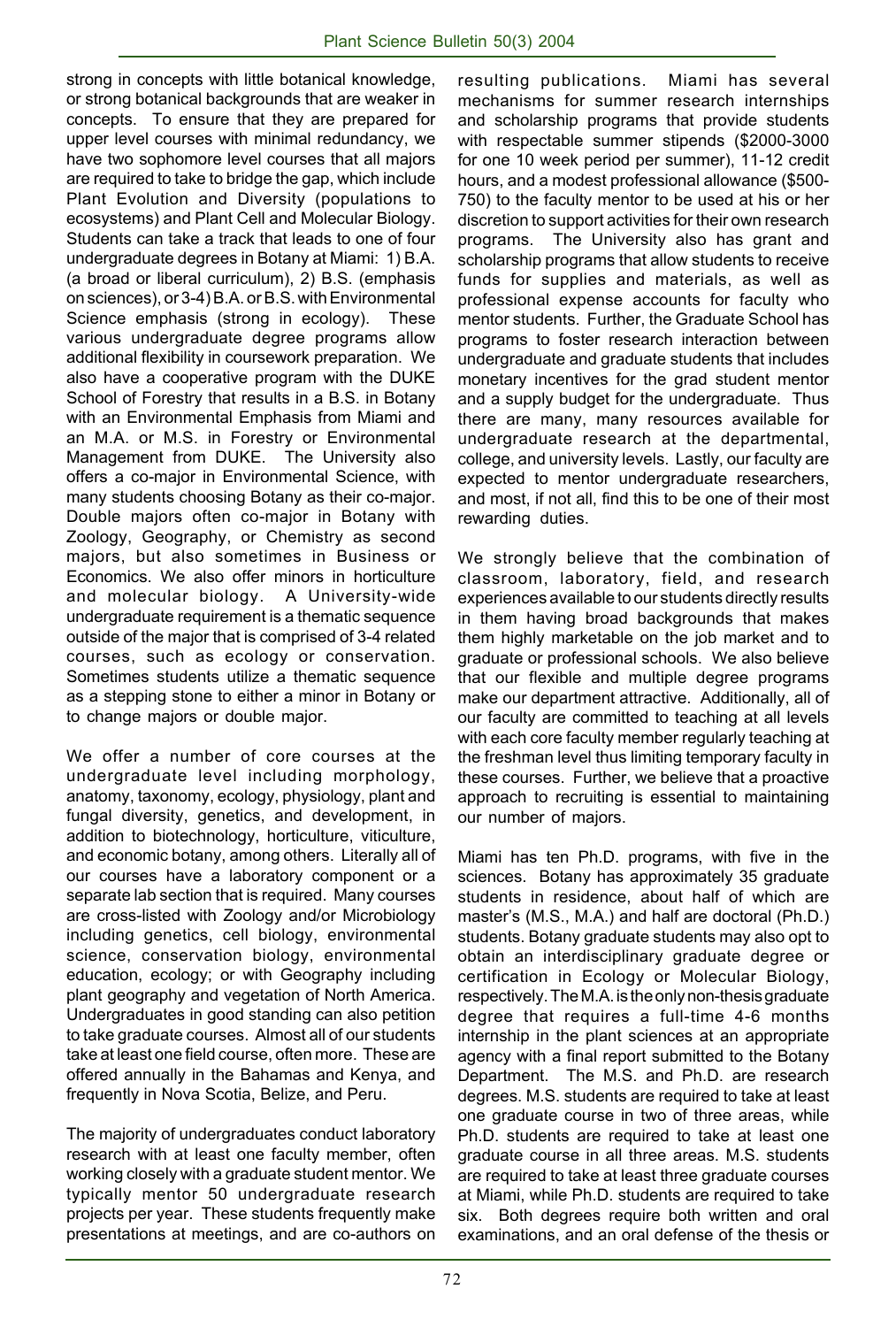strong in concepts with little botanical knowledge, or strong botanical backgrounds that are weaker in concepts. To ensure that they are prepared for upper level courses with minimal redundancy, we have two sophomore level courses that all majors are required to take to bridge the gap, which include Plant Evolution and Diversity (populations to ecosystems) and Plant Cell and Molecular Biology. Students can take a track that leads to one of four undergraduate degrees in Botany at Miami: 1) B.A. (a broad or liberal curriculum), 2) B.S. (emphasis on sciences), or 3-4) B.A. or B.S. with Environmental Science emphasis (strong in ecology). These various undergraduate degree programs allow additional flexibility in coursework preparation. We also have a cooperative program with the DUKE School of Forestry that results in a B.S. in Botany with an Environmental Emphasis from Miami and an M.A. or M.S. in Forestry or Environmental Management from DUKE. The University also offers a co-major in Environmental Science, with many students choosing Botany as their co-major. Double majors often co-major in Botany with Zoology, Geography, or Chemistry as second majors, but also sometimes in Business or Economics. We also offer minors in horticulture and molecular biology. A University-wide undergraduate requirement is a thematic sequence outside of the major that is comprised of 3-4 related courses, such as ecology or conservation. Sometimes students utilize a thematic sequence as a stepping stone to either a minor in Botany or to change majors or double major.

We offer a number of core courses at the undergraduate level including morphology, anatomy, taxonomy, ecology, physiology, plant and fungal diversity, genetics, and development, in addition to biotechnology, horticulture, viticulture, and economic botany, among others. Literally all of our courses have a laboratory component or a separate lab section that is required. Many courses are cross-listed with Zoology and/or Microbiology including genetics, cell biology, environmental science, conservation biology, environmental education, ecology; or with Geography including plant geography and vegetation of North America. Undergraduates in good standing can also petition to take graduate courses. Almost all of our students take at least one field course, often more. These are offered annually in the Bahamas and Kenya, and frequently in Nova Scotia, Belize, and Peru.

The majority of undergraduates conduct laboratory research with at least one faculty member, often working closely with a graduate student mentor. We typically mentor 50 undergraduate research projects per year. These students frequently make presentations at meetings, and are co-authors on resulting publications. Miami has several mechanisms for summer research internships and scholarship programs that provide students with respectable summer stipends ($2000-3000 for one 10 week period per summer), 11-12 credit hours, and a modest professional allowance ($500-750) to the faculty mentor to be used at his or her discretion to support activities for their own research programs. The University also has grant and scholarship programs that allow students to receive funds for supplies and materials, as well as professional expense accounts for faculty who mentor students. Further, the Graduate School has programs to foster research interaction between undergraduate and graduate students that includes monetary incentives for the grad student mentor and a supply budget for the undergraduate. Thus there are many, many resources available for undergraduate research at the departmental, college, and university levels. Lastly, our faculty are expected to mentor undergraduate researchers, and most, if not all, find this to be one of their most rewarding duties.

We strongly believe that the combination of classroom, laboratory, field, and research experiences available to our students directly results in them having broad backgrounds that makes them highly marketable on the job market and to graduate or professional schools. We also believe that our flexible and multiple degree programs make our department attractive. Additionally, all of our faculty are committed to teaching at all levels with each core faculty member regularly teaching at the freshman level thus limiting temporary faculty in these courses. Further, we believe that a proactive approach to recruiting is essential to maintaining our number of majors.

Miami has ten Ph.D. programs, with five in the sciences. Botany has approximately 35 graduate students in residence, about half of which are master's (M.S., M.A.) and half are doctoral (Ph.D.) students. Botany graduate students may also opt to obtain an interdisciplinary graduate degree or certification in Ecology or Molecular Biology, respectively. The M.A. is the only non-thesis graduate degree that requires a full-time 4-6 months internship in the plant sciences at an appropriate agency with a final report submitted to the Botany Department. The M.S. and Ph.D. are research degrees. M.S. students are required to take at least one graduate course in two of three areas, while Ph.D. students are required to take at least one graduate course in all three areas. M.S. students are required to take at least three graduate courses at Miami, while Ph.D. students are required to take six. Both degrees require both written and oral examinations, and an oral defense of the thesis or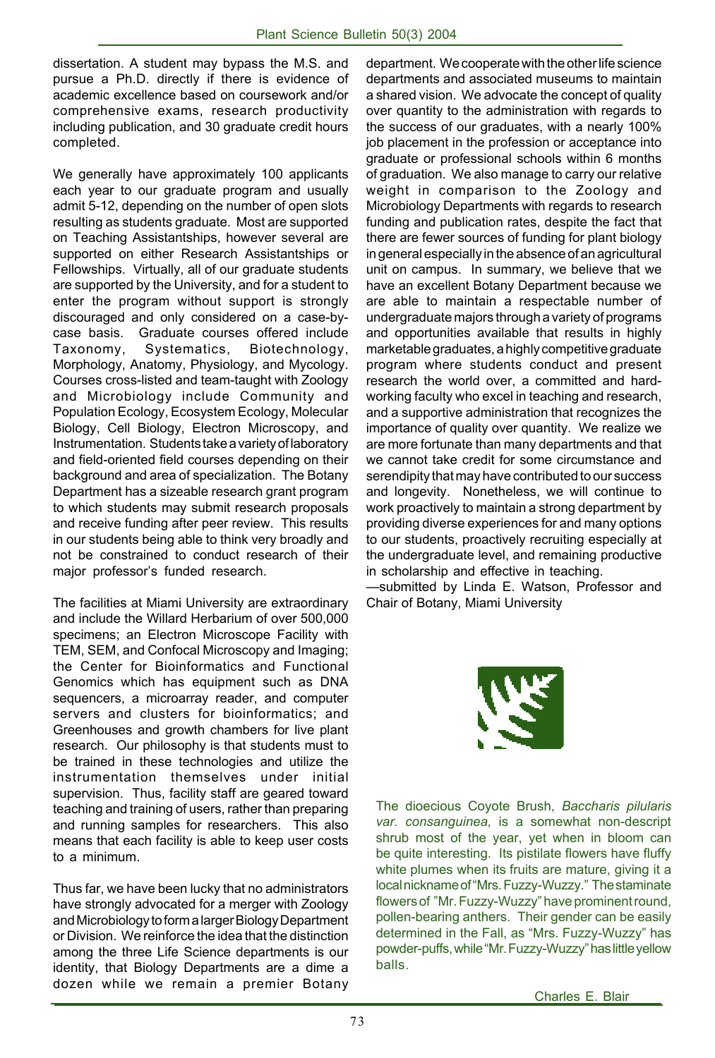dissertation. A student may bypass the M.S. and pursue a Ph.D. directly if there is evidence of academic excellence based on coursework and/or comprehensive exams, research productivity including publication, and 30 graduate credit hours completed.

We generally have approximately 100 applicants each year to our graduate program and usually admit 5-12, depending on the number of open slots resulting as students graduate. Most are supported on Teaching Assistantships, however several are supported on either Research Assistantships or Fellowships. Virtually, all of our graduate students are supported by the University, and for a student to enter the program without support is strongly discouraged and only considered on a case-by-case basis. Graduate courses offered include Taxonomy, Systematics, Biotechnology, Morphology, Anatomy, Physiology, and Mycology. Courses cross-listed and team-taught with Zoology and Microbiology include Community and Population Ecology, Ecosystem Ecology, Molecular Biology, Cell Biology, Electron Microscopy, and Instrumentation. Students take a variety of laboratory and field-oriented field courses depending on their background and area of specialization. The Botany Department has a sizeable research grant program to which students may submit research proposals and receive funding after peer review. This results in our students being able to think very broadly and not be constrained to conduct research of their major professor's funded research.

The facilities at Miami University are extraordinary and include the Willard Herbarium of over 500,000 specimens; an Electron Microscope Facility with TEM, SEM, and Confocal Microscopy and Imaging; the Center for Bioinformatics and Functional Genomics which has equipment such as DNA sequencers, a microarray reader, and computer servers and clusters for bioinformatics; and Greenhouses and growth chambers for live plant research. Our philosophy is that students must to be trained in these technologies and utilize the instrumentation themselves under initial supervision. Thus, facility staff are geared toward teaching and training of users, rather than preparing and running samples for researchers. This also means that each facility is able to keep user costs to a minimum.

Thus far, we have been lucky that no administrators have strongly advocated for a merger with Zoology and Microbiology to form a larger Biology Department or Division. We reinforce the idea that the distinction among the three Life Science departments is our identity, that Biology Departments are a dime a dozen while we remain a premier Botany department. We cooperate with the other life science departments and associated museums to maintain a shared vision. We advocate the concept of quality over quantity to the administration with regards to the success of our graduates, with a nearly 100% job placement in the profession or acceptance into graduate or professional schools within 6 months of graduation. We also manage to carry our relative weight in comparison to the Zoology and Microbiology Departments with regards to research funding and publication rates, despite the fact that there are fewer sources of funding for plant biology in general especially in the absence of an agricultural unit on campus. In summary, we believe that we have an excellent Botany Department because we are able to maintain a respectable number of undergraduate majors through a variety of programs and opportunities available that results in highly marketable graduates, a highly competitive graduate program where students conduct and present research the world over, a committed and hard-working faculty who excel in teaching and research, and a supportive administration that recognizes the importance of quality over quantity. We realize we are more fortunate than many departments and that we cannot take credit for some circumstance and serendipity that may have contributed to our success and longevity. Nonetheless, we will continue to work proactively to maintain a strong department by providing diverse experiences for and many options to our students, proactively recruiting especially at the undergraduate level, and remaining productive in scholarship and effective in teaching.

—submitted by Linda E. Watson, Professor and Chair of Botany, Miami University

The dioecious Coyote Brush, *Baccharis pilularis var. consanguinea,* is a somewhat non-descript shrub most of the year, yet when in bloom can be quite interesting. Its pistilate flowers have fluffy white plumes when its fruits are mature, giving it a local nickname of "Mrs. Fuzzy-Wuzzy." The staminate flowers of "Mr. Fuzzy-Wuzzy" have prominent round, pollen-bearing anthers. Their gender can be easily determined in the Fall, as "Mrs. Fuzzy-Wuzzy" has powder-puffs, while "Mr. Fuzzy-Wuzzy" has little yellow balls.

Charles E. Blair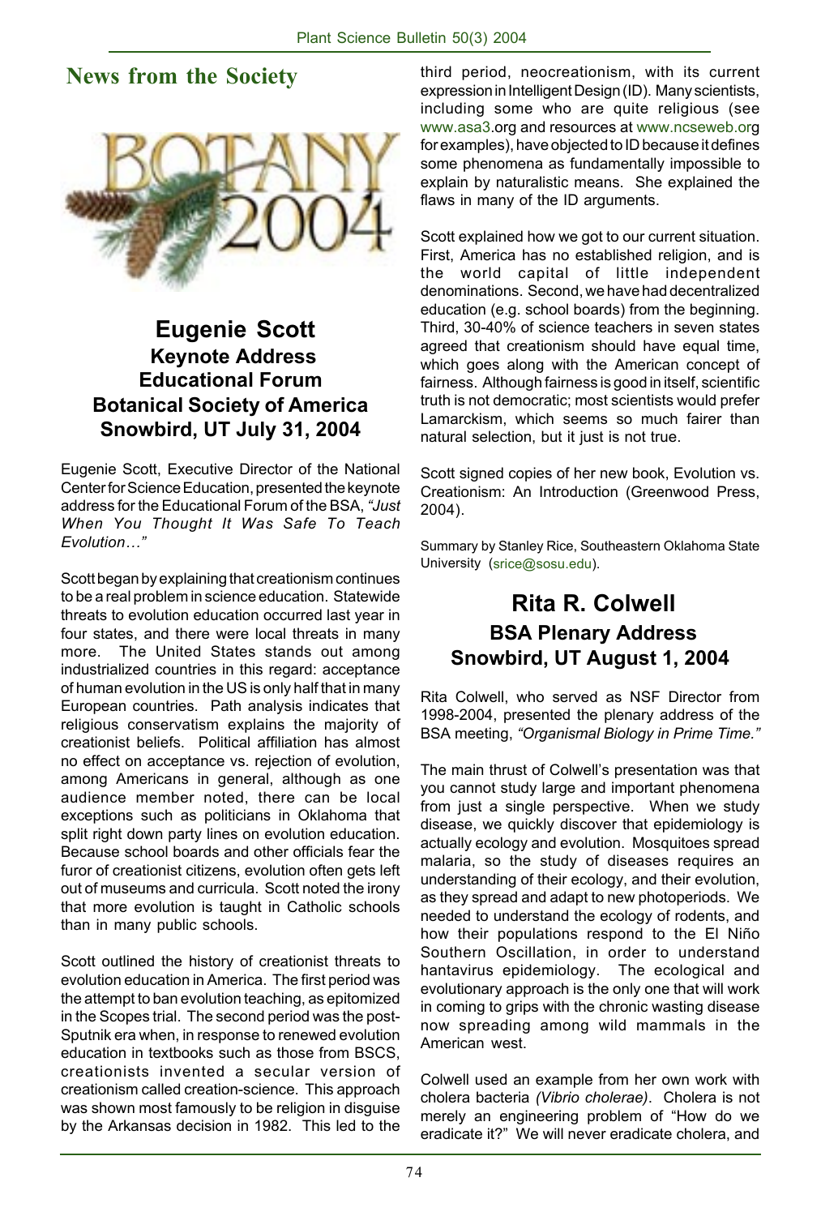## News from the Society

# Eugenie Scott

## Keynote Address
## Educational Forum
## Botanical Society of America
## Snowbird, UT July 31, 2004

Eugenie Scott, Executive Director of the National Center for Science Education, presented the keynote address for the Educational Forum of the BSA, *"Just When You Thought It Was Safe To Teach Evolution…"*

Scott began by explaining that creationism continues to be a real problem in science education. Statewide threats to evolution education occurred last year in four states, and there were local threats in many more. The United States stands out among industrialized countries in this regard: acceptance of human evolution in the US is only half that in many European countries. Path analysis indicates that religious conservatism explains the majority of creationist beliefs. Political affiliation has almost no effect on acceptance vs. rejection of evolution, among Americans in general, although as one audience member noted, there can be local exceptions such as politicians in Oklahoma that split right down party lines on evolution education. Because school boards and other officials fear the furor of creationist citizens, evolution often gets left out of museums and curricula. Scott noted the irony that more evolution is taught in Catholic schools than in many public schools.

Scott outlined the history of creationist threats to evolution education in America. The first period was the attempt to ban evolution teaching, as epitomized in the Scopes trial. The second period was the post-Sputnik era when, in response to renewed evolution education in textbooks such as those from BSCS, creationists invented a secular version of creationism called creation-science. This approach was shown most famously to be religion in disguise by the Arkansas decision in 1982. This led to the third period, neocreationism, with its current expression in Intelligent Design (ID). Many scientists, including some who are quite religious (see www.asa3.org and resources at www.ncseweb.org for examples), have objected to ID because it defines some phenomena as fundamentally impossible to explain by naturalistic means. She explained the flaws in many of the ID arguments.

Scott explained how we got to our current situation. First, America has no established religion, and is the world capital of little independent denominations. Second, we have had decentralized education (e.g. school boards) from the beginning. Third, 30-40% of science teachers in seven states agreed that creationism should have equal time, which goes along with the American concept of fairness. Although fairness is good in itself, scientific truth is not democratic; most scientists would prefer Lamarckism, which seems so much fairer than natural selection, but it just is not true.

Scott signed copies of her new book, Evolution vs. Creationism: An Introduction (Greenwood Press, 2004).

Summary by Stanley Rice, Southeastern Oklahoma State University (srice@sosu.edu).

# Rita R. Colwell

## BSA Plenary Address
## Snowbird, UT August 1, 2004

Rita Colwell, who served as NSF Director from 1998-2004, presented the plenary address of the BSA meeting, *"Organismal Biology in Prime Time."*

The main thrust of Colwell's presentation was that you cannot study large and important phenomena from just a single perspective. When we study disease, we quickly discover that epidemiology is actually ecology and evolution. Mosquitoes spread malaria, so the study of diseases requires an understanding of their ecology, and their evolution, as they spread and adapt to new photoperiods. We needed to understand the ecology of rodents, and how their populations respond to the El Niño Southern Oscillation, in order to understand hantavirus epidemiology. The ecological and evolutionary approach is the only one that will work in coming to grips with the chronic wasting disease now spreading among wild mammals in the American west.

Colwell used an example from her own work with cholera bacteria *(Vibrio cholerae)*. Cholera is not merely an engineering problem of "How do we eradicate it?" We will never eradicate cholera, and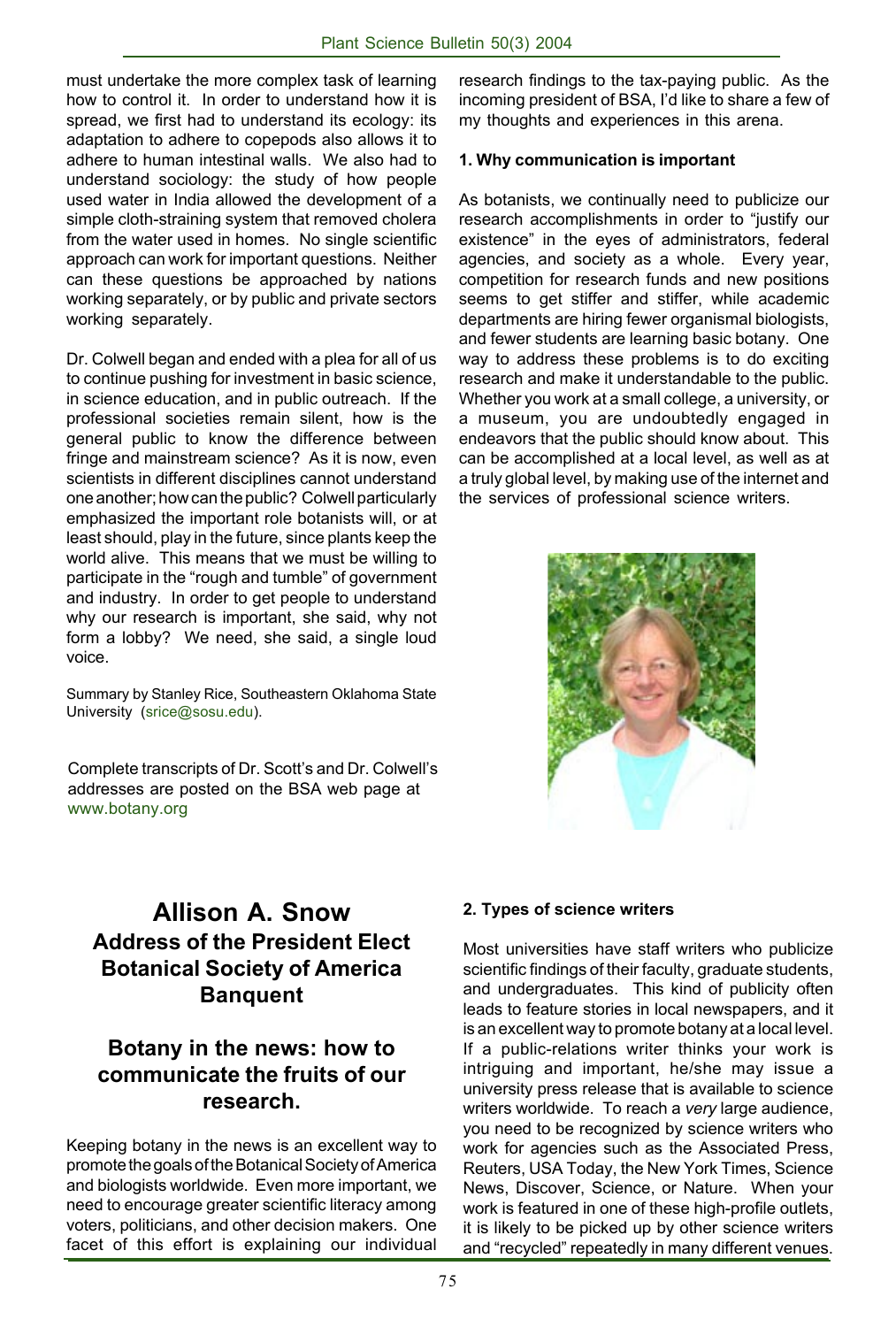must undertake the more complex task of learning how to control it. In order to understand how it is spread, we first had to understand its ecology: its adaptation to adhere to copepods also allows it to adhere to human intestinal walls. We also had to understand sociology: the study of how people used water in India allowed the development of a simple cloth-straining system that removed cholera from the water used in homes. No single scientific approach can work for important questions. Neither can these questions be approached by nations working separately, or by public and private sectors working separately.

Dr. Colwell began and ended with a plea for all of us to continue pushing for investment in basic science, in science education, and in public outreach. If the professional societies remain silent, how is the general public to know the difference between fringe and mainstream science? As it is now, even scientists in different disciplines cannot understand one another; how can the public? Colwell particularly emphasized the important role botanists will, or at least should, play in the future, since plants keep the world alive. This means that we must be willing to participate in the "rough and tumble" of government and industry. In order to get people to understand why our research is important, she said, why not form a lobby? We need, she said, a single loud voice.

Summary by Stanley Rice, Southeastern Oklahoma State University (srice@sosu.edu).

Complete transcripts of Dr. Scott's and Dr. Colwell's addresses are posted on the BSA web page at www.botany.org

# Allison A. Snow
## Address of the President Elect Botanical Society of America Banquet

## Botany in the news: how to communicate the fruits of our research.

Keeping botany in the news is an excellent way to promote the goals of the Botanical Society of America and biologists worldwide. Even more important, we need to encourage greater scientific literacy among voters, politicians, and other decision makers. One facet of this effort is explaining our individual research findings to the tax-paying public. As the incoming president of BSA, I'd like to share a few of my thoughts and experiences in this arena.

**1. Why communication is important**

As botanists, we continually need to publicize our research accomplishments in order to "justify our existence" in the eyes of administrators, federal agencies, and society as a whole. Every year, competition for research funds and new positions seems to get stiffer and stiffer, while academic departments are hiring fewer organismal biologists, and fewer students are learning basic botany. One way to address these problems is to do exciting research and make it understandable to the public. Whether you work at a small college, a university, or a museum, you are undoubtedly engaged in endeavors that the public should know about. This can be accomplished at a local level, as well as at a truly global level, by making use of the internet and the services of professional science writers.

**2. Types of science writers**

Most universities have staff writers who publicize scientific findings of their faculty, graduate students, and undergraduates. This kind of publicity often leads to feature stories in local newspapers, and it is an excellent way to promote botany at a local level. If a public-relations writer thinks your work is intriguing and important, he/she may issue a university press release that is available to science writers worldwide. To reach a *very* large audience, you need to be recognized by science writers who work for agencies such as the Associated Press, Reuters, USA Today, the New York Times, Science News, Discover, Science, or Nature. When your work is featured in one of these high-profile outlets, it is likely to be picked up by other science writers and "recycled" repeatedly in many different venues.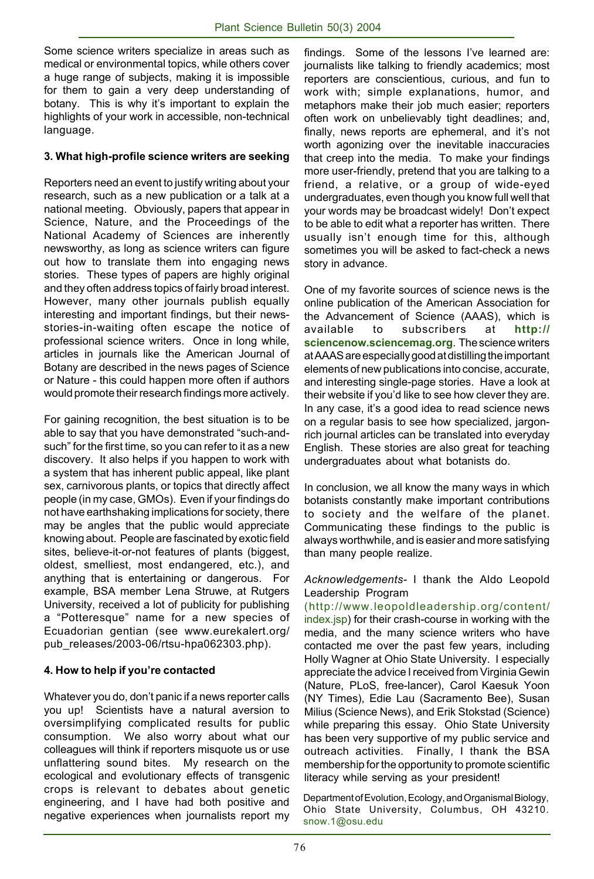Some science writers specialize in areas such as medical or environmental topics, while others cover a huge range of subjects, making it is impossible for them to gain a very deep understanding of botany. This is why it's important to explain the highlights of your work in accessible, non-technical language.

**3. What high-profile science writers are seeking**

Reporters need an event to justify writing about your research, such as a new publication or a talk at a national meeting. Obviously, papers that appear in Science, Nature, and the Proceedings of the National Academy of Sciences are inherently newsworthy, as long as science writers can figure out how to translate them into engaging news stories. These types of papers are highly original and they often address topics of fairly broad interest. However, many other journals publish equally interesting and important findings, but their news-stories-in-waiting often escape the notice of professional science writers. Once in long while, articles in journals like the American Journal of Botany are described in the news pages of Science or Nature - this could happen more often if authors would promote their research findings more actively.

For gaining recognition, the best situation is to be able to say that you have demonstrated "such-and-such" for the first time, so you can refer to it as a new discovery. It also helps if you happen to work with a system that has inherent public appeal, like plant sex, carnivorous plants, or topics that directly affect people (in my case, GMOs). Even if your findings do not have earthshaking implications for society, there may be angles that the public would appreciate knowing about. People are fascinated by exotic field sites, believe-it-or-not features of plants (biggest, oldest, smelliest, most endangered, etc.), and anything that is entertaining or dangerous. For example, BSA member Lena Struwe, at Rutgers University, received a lot of publicity for publishing a "Potteresque" name for a new species of Ecuadorian gentian (see www.eurekalert.org/pub_releases/2003-06/rtsu-hpa062303.php).

**4. How to help if you're contacted**

Whatever you do, don't panic if a news reporter calls you up! Scientists have a natural aversion to oversimplifying complicated results for public consumption. We also worry about what our colleagues will think if reporters misquote us or use unflattering sound bites. My research on the ecological and evolutionary effects of transgenic crops is relevant to debates about genetic engineering, and I have had both positive and negative experiences when journalists report my findings. Some of the lessons I've learned are: journalists like talking to friendly academics; most reporters are conscientious, curious, and fun to work with; simple explanations, humor, and metaphors make their job much easier; reporters often work on unbelievably tight deadlines; and, finally, news reports are ephemeral, and it's not worth agonizing over the inevitable inaccuracies that creep into the media. To make your findings more user-friendly, pretend that you are talking to a friend, a relative, or a group of wide-eyed undergraduates, even though you know full well that your words may be broadcast widely! Don't expect to be able to edit what a reporter has written. There usually isn't enough time for this, although sometimes you will be asked to fact-check a news story in advance.

One of my favorite sources of science news is the online publication of the American Association for the Advancement of Science (AAAS), which is available to subscribers at **http://sciencenow.sciencemag.org**. The science writers at AAAS are especially good at distilling the important elements of new publications into concise, accurate, and interesting single-page stories. Have a look at their website if you'd like to see how clever they are. In any case, it's a good idea to read science news on a regular basis to see how specialized, jargon-rich journal articles can be translated into everyday English. These stories are also great for teaching undergraduates about what botanists do.

In conclusion, we all know the many ways in which botanists constantly make important contributions to society and the welfare of the planet. Communicating these findings to the public is always worthwhile, and is easier and more satisfying than many people realize.

*Acknowledgements*- I thank the Aldo Leopold Leadership Program (http://www.leopoldleadership.org/content/index.jsp) for their crash-course in working with the media, and the many science writers who have contacted me over the past few years, including Holly Wagner at Ohio State University. I especially appreciate the advice I received from Virginia Gewin (Nature, PLoS, free-lancer), Carol Kaesuk Yoon (NY Times), Edie Lau (Sacramento Bee), Susan Milius (Science News), and Erik Stokstad (Science) while preparing this essay. Ohio State University has been very supportive of my public service and outreach activities. Finally, I thank the BSA membership for the opportunity to promote scientific literacy while serving as your president!

Department of Evolution, Ecology, and Organismal Biology, Ohio State University, Columbus, OH 43210. snow.1@osu.edu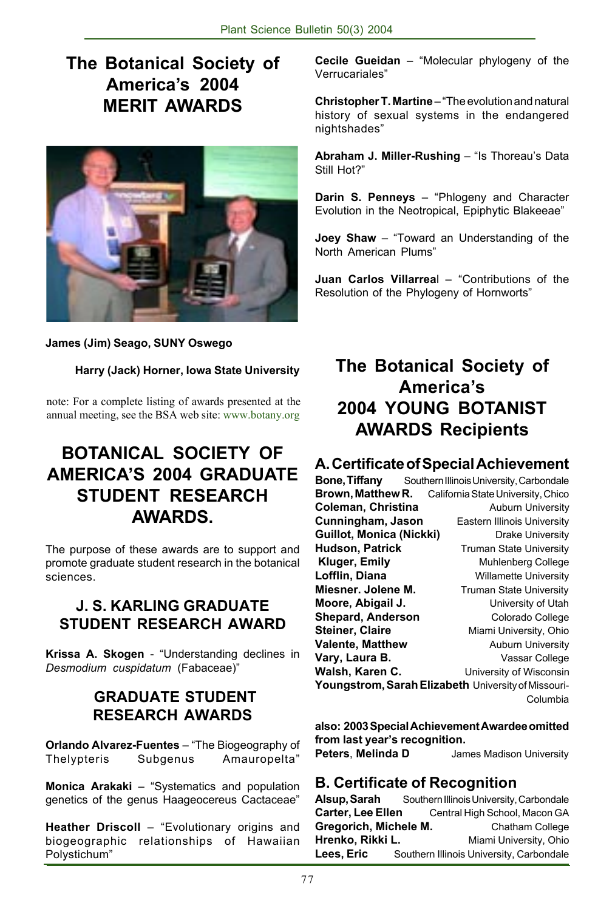# The Botanical Society of America's 2004 MERIT AWARDS

**James (Jim) Seago, SUNY Oswego**

**Harry (Jack) Horner, Iowa State University**

note: For a complete listing of awards presented at the annual meeting, see the BSA web site: www.botany.org

# BOTANICAL SOCIETY OF AMERICA'S 2004 GRADUATE STUDENT RESEARCH AWARDS.

The purpose of these awards are to support and promote graduate student research in the botanical sciences.

## J. S. KARLING GRADUATE STUDENT RESEARCH AWARD

**Krissa A. Skogen** - "Understanding declines in *Desmodium cuspidatum* (Fabaceae)"

## GRADUATE STUDENT RESEARCH AWARDS

**Orlando Alvarez-Fuentes** – "The Biogeography of Thelypteris Subgenus Amauropelta"

**Monica Arakaki** – "Systematics and population genetics of the genus Haageocereus Cactaceae"

**Heather Driscoll** – "Evolutionary origins and biogeographic relationships of Hawaiian Polystichum"

**Cecile Gueidan** – "Molecular phylogeny of the Verrucariales"

**Christopher T. Martine** – "The evolution and natural history of sexual systems in the endangered nightshades"

**Abraham J. Miller-Rushing** – "Is Thoreau's Data Still Hot?"

**Darin S. Penneys** – "Phlogeny and Character Evolution in the Neotropical, Epiphytic Blakeeae"

**Joey Shaw** – "Toward an Understanding of the North American Plums"

**Juan Carlos Villarreal** – "Contributions of the Resolution of the Phylogeny of Hornworts"

# The Botanical Society of America's 2004 YOUNG BOTANIST AWARDS Recipients

## A. Certificate of Special Achievement

| | |
|---|---|
| **Bone, Tiffany** | Southern Illinois University, Carbondale |
| **Brown, Matthew R.** | California State University, Chico |
| **Coleman, Christina** | Auburn University |
| **Cunningham, Jason** | Eastern Illinois University |
| **Guillot, Monica (Nickki)** | Drake University |
| **Hudson, Patrick** | Truman State University |
| **Kluger, Emily** | Muhlenberg College |
| **Lofflin, Diana** | Willamette University |
| **Miesner. Jolene M.** | Truman State University |
| **Moore, Abigail J.** | University of Utah |
| **Shepard, Anderson** | Colorado College |
| **Steiner, Claire** | Miami University, Ohio |
| **Valente, Matthew** | Auburn University |
| **Vary, Laura B.** | Vassar College |
| **Walsh, Karen C.** | University of Wisconsin |
| **Youngstrom, Sarah Elizabeth** | University of Missouri-Columbia |

**also: 2003 Special Achievement Awardee omitted from last year's recognition.**

| | |
|---|---|
| **Peters**, **Melinda D** | James Madison University |

## B. Certificate of Recognition

| | |
|---|---|
| **Alsup, Sarah** | Southern Illinois University, Carbondale |
| **Carter, Lee Ellen** | Central High School, Macon GA |
| **Gregorich, Michele M.** | Chatham College |
| **Hrenko, Rikki L.** | Miami University, Ohio |
| **Lees, Eric** | Southern Illinois University, Carbondale |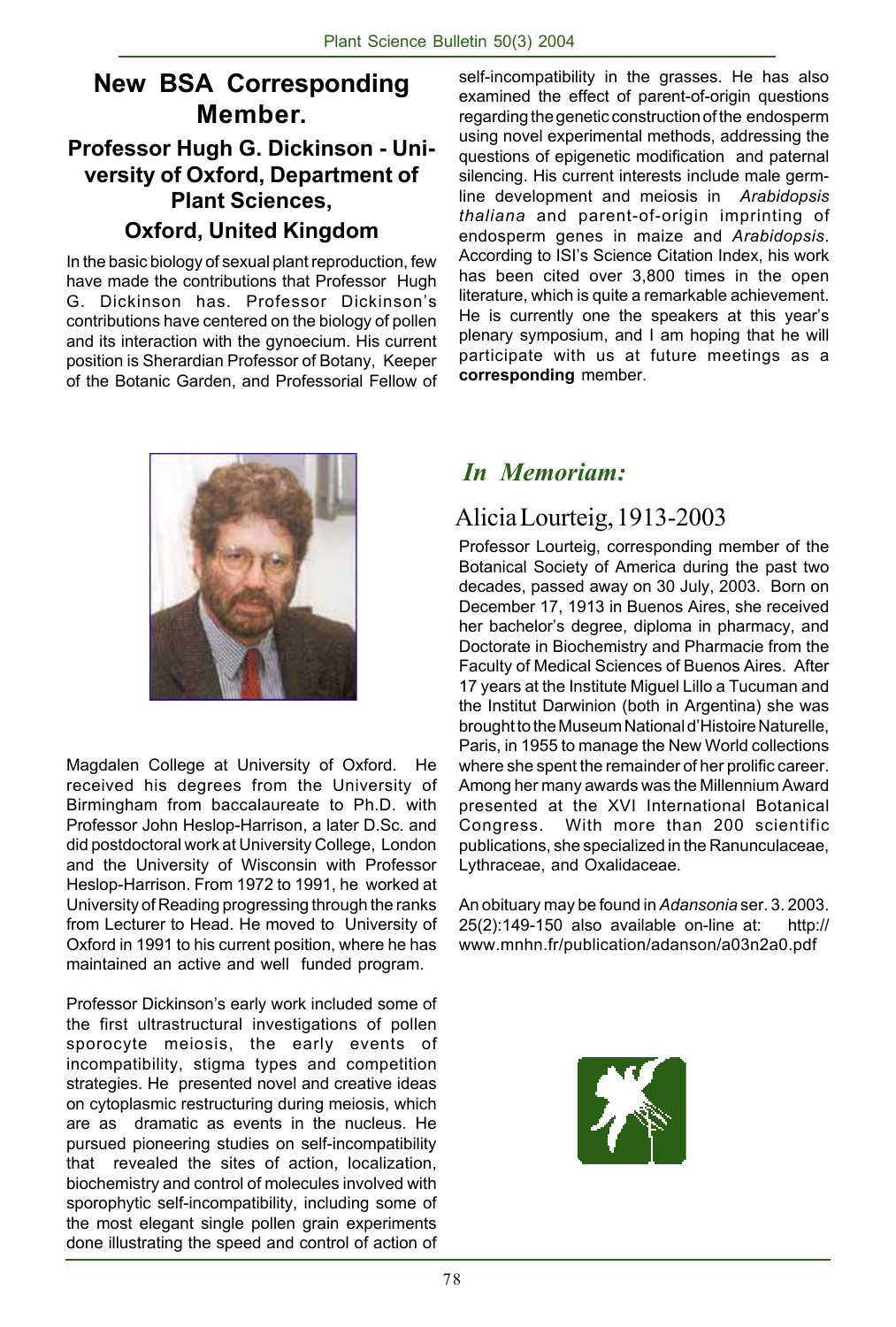## New BSA Corresponding Member.

### Professor Hugh G. Dickinson - University of Oxford, Department of Plant Sciences, Oxford, United Kingdom

In the basic biology of sexual plant reproduction, few have made the contributions that Professor Hugh G. Dickinson has. Professor Dickinson's contributions have centered on the biology of pollen and its interaction with the gynoecium. His current position is Sherardian Professor of Botany, Keeper of the Botanic Garden, and Professorial Fellow of Magdalen College at University of Oxford. He received his degrees from the University of Birmingham from baccalaureate to Ph.D. with Professor John Heslop-Harrison, a later D.Sc. and did postdoctoral work at University College, London and the University of Wisconsin with Professor Heslop-Harrison. From 1972 to 1991, he worked at University of Reading progressing through the ranks from Lecturer to Head. He moved to University of Oxford in 1991 to his current position, where he has maintained an active and well funded program.

Professor Dickinson's early work included some of the first ultrastructural investigations of pollen sporocyte meiosis, the early events of incompatibility, stigma types and competition strategies. He presented novel and creative ideas on cytoplasmic restructuring during meiosis, which are as dramatic as events in the nucleus. He pursued pioneering studies on self-incompatibility that revealed the sites of action, localization, biochemistry and control of molecules involved with sporophytic self-incompatibility, including some of the most elegant single pollen grain experiments done illustrating the speed and control of action of self-incompatibility in the grasses. He has also examined the effect of parent-of-origin questions regarding the genetic construction of the endosperm using novel experimental methods, addressing the questions of epigenetic modification and paternal silencing. His current interests include male germ-line development and meiosis in *Arabidopsis thaliana* and parent-of-origin imprinting of endosperm genes in maize and *Arabidopsis*. According to ISI's Science Citation Index, his work has been cited over 3,800 times in the open literature, which is quite a remarkable achievement. He is currently one the speakers at this year's plenary symposium, and I am hoping that he will participate with us at future meetings as a **corresponding** member.

## *In Memoriam:*

### Alicia Lourteig, 1913-2003

Professor Lourteig, corresponding member of the Botanical Society of America during the past two decades, passed away on 30 July, 2003. Born on December 17, 1913 in Buenos Aires, she received her bachelor's degree, diploma in pharmacy, and Doctorate in Biochemistry and Pharmacie from the Faculty of Medical Sciences of Buenos Aires. After 17 years at the Institute Miguel Lillo a Tucuman and the Institut Darwinion (both in Argentina) she was brought to the Museum National d'Histoire Naturelle, Paris, in 1955 to manage the New World collections where she spent the remainder of her prolific career. Among her many awards was the Millennium Award presented at the XVI International Botanical Congress. With more than 200 scientific publications, she specialized in the Ranunculaceae, Lythraceae, and Oxalidaceae.

An obituary may be found in *Adansonia* ser. 3. 2003. 25(2):149-150 also available on-line at: http://www.mnhn.fr/publication/adanson/a03n2a0.pdf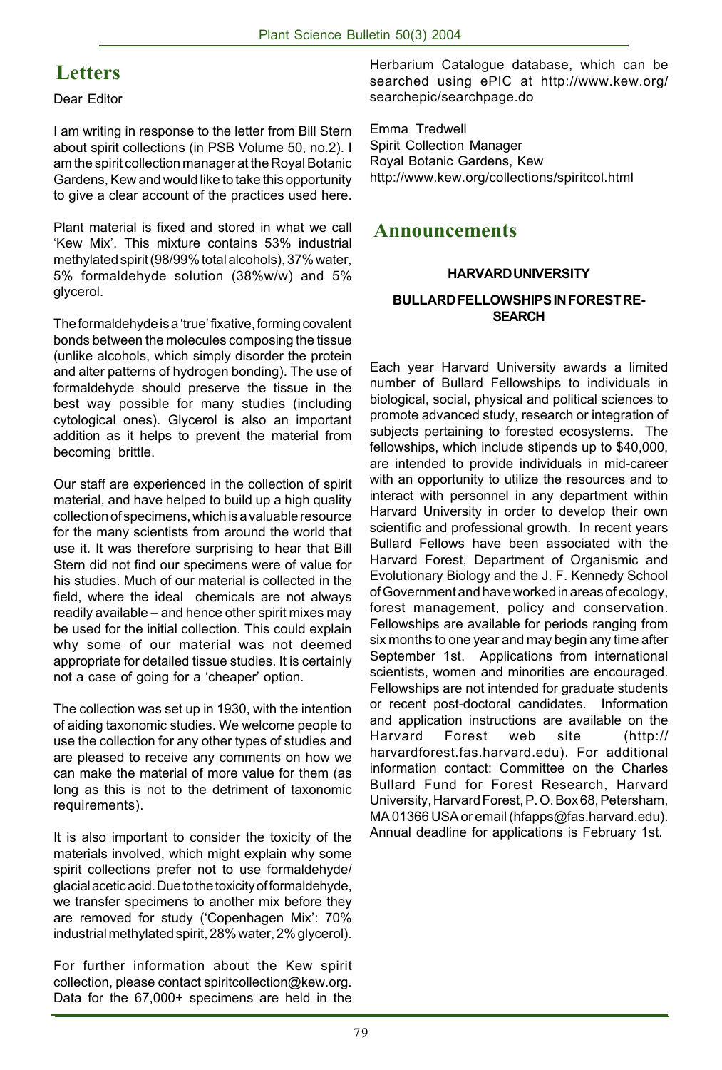## Letters

Dear Editor

I am writing in response to the letter from Bill Stern about spirit collections (in PSB Volume 50, no.2). I am the spirit collection manager at the Royal Botanic Gardens, Kew and would like to take this opportunity to give a clear account of the practices used here.

Plant material is fixed and stored in what we call 'Kew Mix'. This mixture contains 53% industrial methylated spirit (98/99% total alcohols), 37% water, 5% formaldehyde solution (38%w/w) and 5% glycerol.

The formaldehyde is a 'true' fixative, forming covalent bonds between the molecules composing the tissue (unlike alcohols, which simply disorder the protein and alter patterns of hydrogen bonding). The use of formaldehyde should preserve the tissue in the best way possible for many studies (including cytological ones). Glycerol is also an important addition as it helps to prevent the material from becoming brittle.

Our staff are experienced in the collection of spirit material, and have helped to build up a high quality collection of specimens, which is a valuable resource for the many scientists from around the world that use it. It was therefore surprising to hear that Bill Stern did not find our specimens were of value for his studies. Much of our material is collected in the field, where the ideal chemicals are not always readily available – and hence other spirit mixes may be used for the initial collection. This could explain why some of our material was not deemed appropriate for detailed tissue studies. It is certainly not a case of going for a 'cheaper' option.

The collection was set up in 1930, with the intention of aiding taxonomic studies. We welcome people to use the collection for any other types of studies and are pleased to receive any comments on how we can make the material of more value for them (as long as this is not to the detriment of taxonomic requirements).

It is also important to consider the toxicity of the materials involved, which might explain why some spirit collections prefer not to use formaldehyde/glacial acetic acid. Due to the toxicity of formaldehyde, we transfer specimens to another mix before they are removed for study ('Copenhagen Mix': 70% industrial methylated spirit, 28% water, 2% glycerol).

For further information about the Kew spirit collection, please contact spiritcollection@kew.org. Data for the 67,000+ specimens are held in the Herbarium Catalogue database, which can be searched using ePIC at http://www.kew.org/searchepic/searchpage.do

Emma Tredwell
Spirit Collection Manager
Royal Botanic Gardens, Kew
http://www.kew.org/collections/spiritcol.html

## Announcements

### HARVARD UNIVERSITY

### BULLARD FELLOWSHIPS IN FOREST RESEARCH

Each year Harvard University awards a limited number of Bullard Fellowships to individuals in biological, social, physical and political sciences to promote advanced study, research or integration of subjects pertaining to forested ecosystems. The fellowships, which include stipends up to $40,000, are intended to provide individuals in mid-career with an opportunity to utilize the resources and to interact with personnel in any department within Harvard University in order to develop their own scientific and professional growth. In recent years Bullard Fellows have been associated with the Harvard Forest, Department of Organismic and Evolutionary Biology and the J. F. Kennedy School of Government and have worked in areas of ecology, forest management, policy and conservation. Fellowships are available for periods ranging from six months to one year and may begin any time after September 1st. Applications from international scientists, women and minorities are encouraged. Fellowships are not intended for graduate students or recent post-doctoral candidates. Information and application instructions are available on the Harvard Forest web site (http://harvardforest.fas.harvard.edu). For additional information contact: Committee on the Charles Bullard Fund for Forest Research, Harvard University, Harvard Forest, P. O. Box 68, Petersham, MA 01366 USA or email (hfapps@fas.harvard.edu). Annual deadline for applications is February 1st.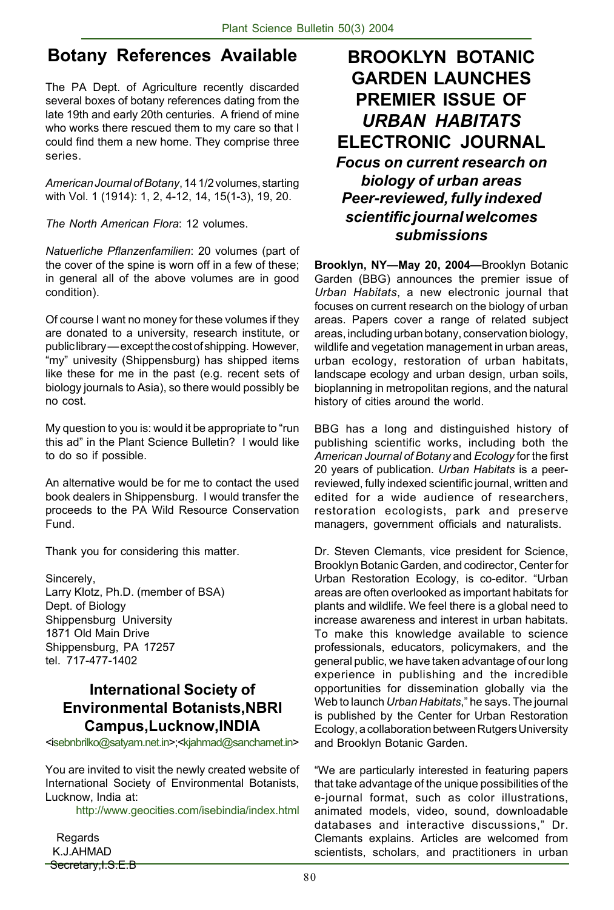## Botany References Available

The PA Dept. of Agriculture recently discarded several boxes of botany references dating from the late 19th and early 20th centuries. A friend of mine who works there rescued them to my care so that I could find them a new home. They comprise three series.

*American Journal of Botany*, 14 1/2 volumes, starting with Vol. 1 (1914): 1, 2, 4-12, 14, 15(1-3), 19, 20.

*The North American Flora*: 12 volumes.

*Natuerliche Pflanzenfamilien*: 20 volumes (part of the cover of the spine is worn off in a few of these; in general all of the above volumes are in good condition).

Of course I want no money for these volumes if they are donated to a university, research institute, or public library — except the cost of shipping. However, "my" univesity (Shippensburg) has shipped items like these for me in the past (e.g. recent sets of biology journals to Asia), so there would possibly be no cost.

My question to you is: would it be appropriate to "run this ad" in the Plant Science Bulletin? I would like to do so if possible.

An alternative would be for me to contact the used book dealers in Shippensburg. I would transfer the proceeds to the PA Wild Resource Conservation Fund.

Thank you for considering this matter.

Sincerely,
Larry Klotz, Ph.D. (member of BSA)
Dept. of Biology
Shippensburg University
1871 Old Main Drive
Shippensburg, PA 17257
tel. 717-477-1402

## International Society of Environmental Botanists,NBRI Campus,Lucknow,INDIA

<isebnbrilko@satyam.net.in>;<kjahmad@sancharnet.in>

You are invited to visit the newly created website of International Society of Environmental Botanists, Lucknow, India at:

http://www.geocities.com/isebindia/index.html

Regards
K.J.AHMAD
Secretary,I.S.E.B

## BROOKLYN BOTANIC GARDEN LAUNCHES PREMIER ISSUE OF *URBAN HABITATS* ELECTRONIC JOURNAL

***Focus on current research on biology of urban areas***
***Peer-reviewed, fully indexed scientific journal welcomes submissions***

**Brooklyn, NY—May 20, 2004—**Brooklyn Botanic Garden (BBG) announces the premier issue of *Urban Habitats*, a new electronic journal that focuses on current research on the biology of urban areas. Papers cover a range of related subject areas, including urban botany, conservation biology, wildlife and vegetation management in urban areas, urban ecology, restoration of urban habitats, landscape ecology and urban design, urban soils, bioplanning in metropolitan regions, and the natural history of cities around the world.

BBG has a long and distinguished history of publishing scientific works, including both the *American Journal of Botany* and *Ecology* for the first 20 years of publication. *Urban Habitats* is a peer-reviewed, fully indexed scientific journal, written and edited for a wide audience of researchers, restoration ecologists, park and preserve managers, government officials and naturalists.

Dr. Steven Clemants, vice president for Science, Brooklyn Botanic Garden, and codirector, Center for Urban Restoration Ecology, is co-editor. "Urban areas are often overlooked as important habitats for plants and wildlife. We feel there is a global need to increase awareness and interest in urban habitats. To make this knowledge available to science professionals, educators, policymakers, and the general public, we have taken advantage of our long experience in publishing and the incredible opportunities for dissemination globally via the Web to launch *Urban Habitats*," he says. The journal is published by the Center for Urban Restoration Ecology, a collaboration between Rutgers University and Brooklyn Botanic Garden.

"We are particularly interested in featuring papers that take advantage of the unique possibilities of the e-journal format, such as color illustrations, animated models, video, sound, downloadable databases and interactive discussions," Dr. Clemants explains. Articles are welcomed from scientists, scholars, and practitioners in urban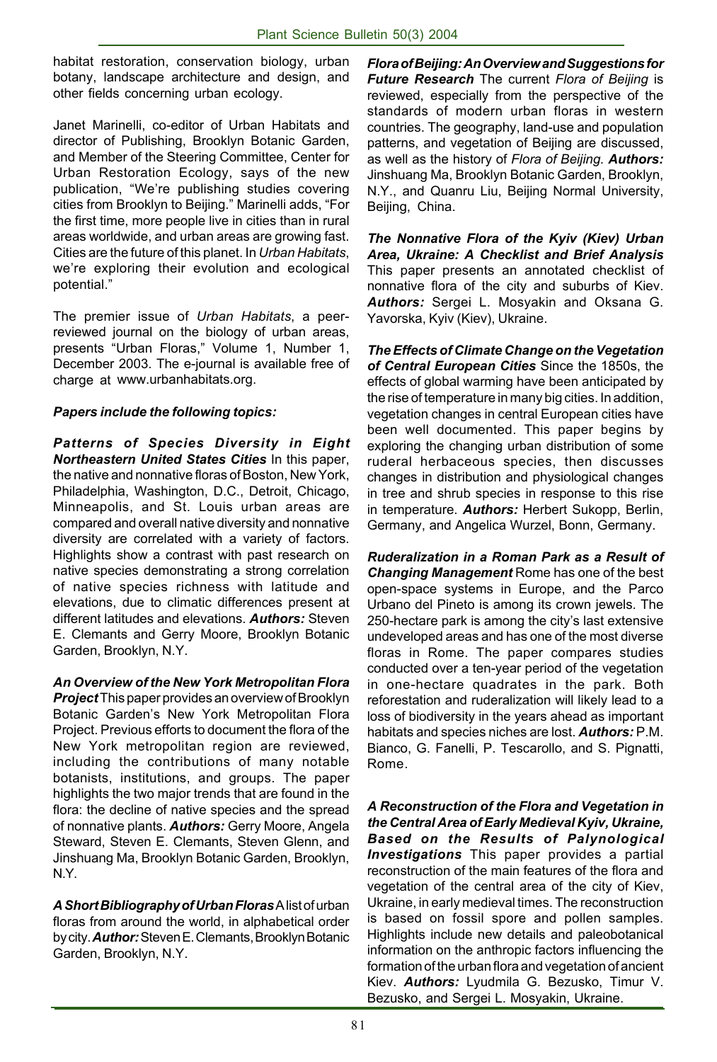habitat restoration, conservation biology, urban botany, landscape architecture and design, and other fields concerning urban ecology.

Janet Marinelli, co-editor of Urban Habitats and director of Publishing, Brooklyn Botanic Garden, and Member of the Steering Committee, Center for Urban Restoration Ecology, says of the new publication, "We're publishing studies covering cities from Brooklyn to Beijing." Marinelli adds, "For the first time, more people live in cities than in rural areas worldwide, and urban areas are growing fast. Cities are the future of this planet. In *Urban Habitats*, we're exploring their evolution and ecological potential."

The premier issue of *Urban Habitats*, a peer-reviewed journal on the biology of urban areas, presents "Urban Floras," Volume 1, Number 1, December 2003. The e-journal is available free of charge at www.urbanhabitats.org.

***Papers include the following topics:***

***Patterns of Species Diversity in Eight Northeastern United States Cities*** In this paper, the native and nonnative floras of Boston, New York, Philadelphia, Washington, D.C., Detroit, Chicago, Minneapolis, and St. Louis urban areas are compared and overall native diversity and nonnative diversity are correlated with a variety of factors. Highlights show a contrast with past research on native species demonstrating a strong correlation of native species richness with latitude and elevations, due to climatic differences present at different latitudes and elevations. ***Authors:*** Steven E. Clemants and Gerry Moore, Brooklyn Botanic Garden, Brooklyn, N.Y.

***An Overview of the New York Metropolitan Flora Project*** This paper provides an overview of Brooklyn Botanic Garden's New York Metropolitan Flora Project. Previous efforts to document the flora of the New York metropolitan region are reviewed, including the contributions of many notable botanists, institutions, and groups. The paper highlights the two major trends that are found in the flora: the decline of native species and the spread of nonnative plants. ***Authors:*** Gerry Moore, Angela Steward, Steven E. Clemants, Steven Glenn, and Jinshuang Ma, Brooklyn Botanic Garden, Brooklyn, N.Y.

***A Short Bibliography of Urban Floras*** A list of urban floras from around the world, in alphabetical order by city. ***Author:*** Steven E. Clemants, Brooklyn Botanic Garden, Brooklyn, N.Y.

***Flora of Beijing: An Overview and Suggestions for Future Research*** The current *Flora of Beijing* is reviewed, especially from the perspective of the standards of modern urban floras in western countries. The geography, land-use and population patterns, and vegetation of Beijing are discussed, as well as the history of *Flora of Beijing*. ***Authors:*** Jinshuang Ma, Brooklyn Botanic Garden, Brooklyn, N.Y., and Quanru Liu, Beijing Normal University, Beijing, China.

***The Nonnative Flora of the Kyiv (Kiev) Urban Area, Ukraine: A Checklist and Brief Analysis*** This paper presents an annotated checklist of nonnative flora of the city and suburbs of Kiev. ***Authors:*** Sergei L. Mosyakin and Oksana G. Yavorska, Kyiv (Kiev), Ukraine.

***The Effects of Climate Change on the Vegetation of Central European Cities*** Since the 1850s, the effects of global warming have been anticipated by the rise of temperature in many big cities. In addition, vegetation changes in central European cities have been well documented. This paper begins by exploring the changing urban distribution of some ruderal herbaceous species, then discusses changes in distribution and physiological changes in tree and shrub species in response to this rise in temperature. ***Authors:*** Herbert Sukopp, Berlin, Germany, and Angelica Wurzel, Bonn, Germany.

***Ruderalization in a Roman Park as a Result of Changing Management*** Rome has one of the best open-space systems in Europe, and the Parco Urbano del Pineto is among its crown jewels. The 250-hectare park is among the city's last extensive undeveloped areas and has one of the most diverse floras in Rome. The paper compares studies conducted over a ten-year period of the vegetation in one-hectare quadrates in the park. Both reforestation and ruderalization will likely lead to a loss of biodiversity in the years ahead as important habitats and species niches are lost. ***Authors:*** P.M. Bianco, G. Fanelli, P. Tescarollo, and S. Pignatti, Rome.

***A Reconstruction of the Flora and Vegetation in the Central Area of Early Medieval Kyiv, Ukraine, Based on the Results of Palynological Investigations*** This paper provides a partial reconstruction of the main features of the flora and vegetation of the central area of the city of Kiev, Ukraine, in early medieval times. The reconstruction is based on fossil spore and pollen samples. Highlights include new details and paleobotanical information on the anthropic factors influencing the formation of the urban flora and vegetation of ancient Kiev. ***Authors:*** Lyudmila G. Bezusko, Timur V. Bezusko, and Sergei L. Mosyakin, Ukraine.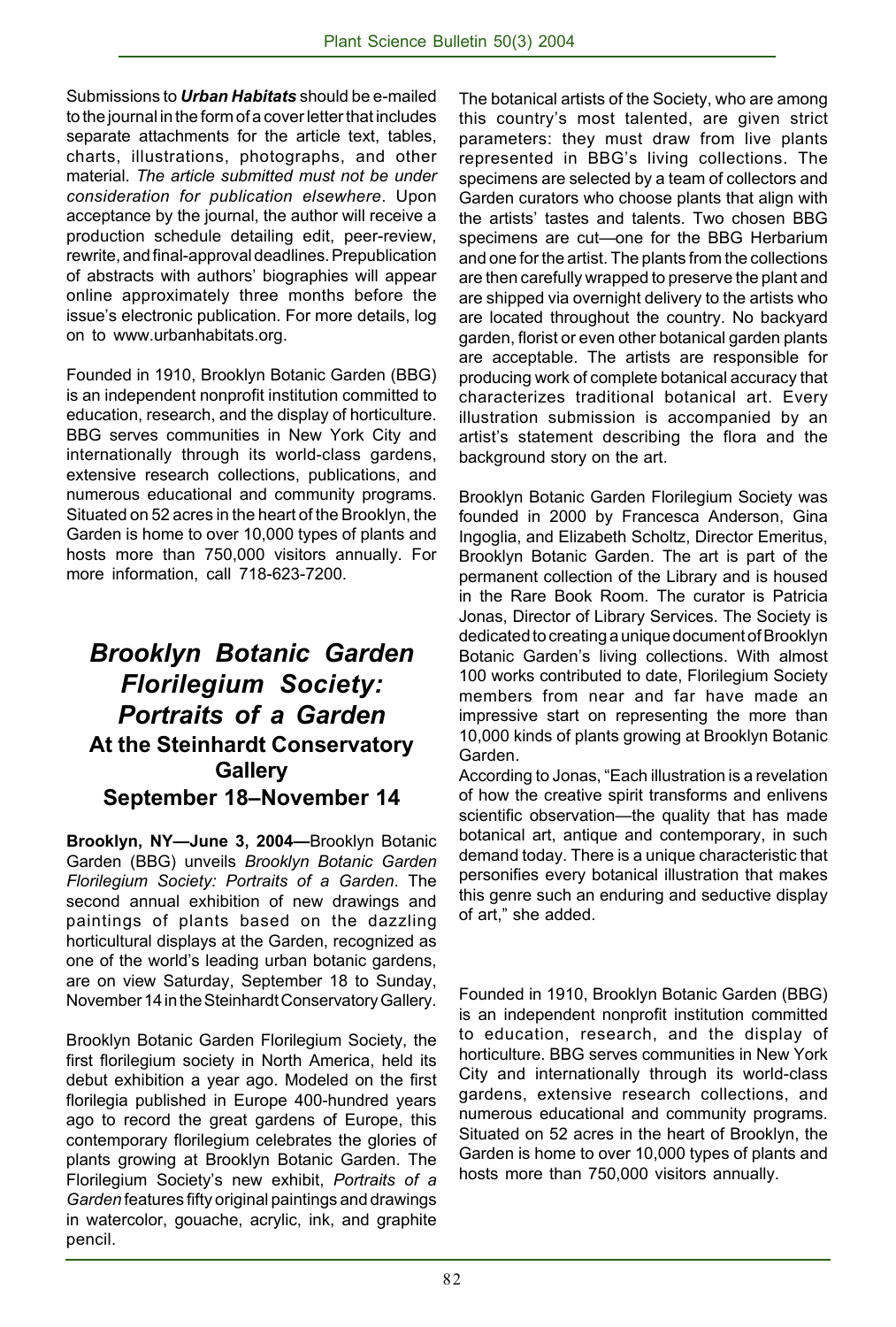Submissions to ***Urban Habitats*** should be e-mailed to the journal in the form of a cover letter that includes separate attachments for the article text, tables, charts, illustrations, photographs, and other material. *The article submitted must not be under consideration for publication elsewhere*. Upon acceptance by the journal, the author will receive a production schedule detailing edit, peer-review, rewrite, and final-approval deadlines. Prepublication of abstracts with authors' biographies will appear online approximately three months before the issue's electronic publication. For more details, log on to www.urbanhabitats.org.

Founded in 1910, Brooklyn Botanic Garden (BBG) is an independent nonprofit institution committed to education, research, and the display of horticulture. BBG serves communities in New York City and internationally through its world-class gardens, extensive research collections, publications, and numerous educational and community programs. Situated on 52 acres in the heart of the Brooklyn, the Garden is home to over 10,000 types of plants and hosts more than 750,000 visitors annually. For more information, call 718-623-7200.

# *Brooklyn Botanic Garden Florilegium Society: Portraits of a Garden*

## At the Steinhardt Conservatory Gallery

## September 18–November 14

**Brooklyn, NY—June 3, 2004—**Brooklyn Botanic Garden (BBG) unveils *Brooklyn Botanic Garden Florilegium Society: Portraits of a Garden*. The second annual exhibition of new drawings and paintings of plants based on the dazzling horticultural displays at the Garden, recognized as one of the world's leading urban botanic gardens, are on view Saturday, September 18 to Sunday, November 14 in the Steinhardt Conservatory Gallery.

Brooklyn Botanic Garden Florilegium Society, the first florilegium society in North America, held its debut exhibition a year ago. Modeled on the first florilegia published in Europe 400-hundred years ago to record the great gardens of Europe, this contemporary florilegium celebrates the glories of plants growing at Brooklyn Botanic Garden. The Florilegium Society's new exhibit, *Portraits of a Garden* features fifty original paintings and drawings in watercolor, gouache, acrylic, ink, and graphite pencil.

The botanical artists of the Society, who are among this country's most talented, are given strict parameters: they must draw from live plants represented in BBG's living collections. The specimens are selected by a team of collectors and Garden curators who choose plants that align with the artists' tastes and talents. Two chosen BBG specimens are cut—one for the BBG Herbarium and one for the artist. The plants from the collections are then carefully wrapped to preserve the plant and are shipped via overnight delivery to the artists who are located throughout the country. No backyard garden, florist or even other botanical garden plants are acceptable. The artists are responsible for producing work of complete botanical accuracy that characterizes traditional botanical art. Every illustration submission is accompanied by an artist's statement describing the flora and the background story on the art.

Brooklyn Botanic Garden Florilegium Society was founded in 2000 by Francesca Anderson, Gina Ingoglia, and Elizabeth Scholtz, Director Emeritus, Brooklyn Botanic Garden. The art is part of the permanent collection of the Library and is housed in the Rare Book Room. The curator is Patricia Jonas, Director of Library Services. The Society is dedicated to creating a unique document of Brooklyn Botanic Garden's living collections. With almost 100 works contributed to date, Florilegium Society members from near and far have made an impressive start on representing the more than 10,000 kinds of plants growing at Brooklyn Botanic Garden.

According to Jonas, "Each illustration is a revelation of how the creative spirit transforms and enlivens scientific observation—the quality that has made botanical art, antique and contemporary, in such demand today. There is a unique characteristic that personifies every botanical illustration that makes this genre such an enduring and seductive display of art," she added.

Founded in 1910, Brooklyn Botanic Garden (BBG) is an independent nonprofit institution committed to education, research, and the display of horticulture. BBG serves communities in New York City and internationally through its world-class gardens, extensive research collections, and numerous educational and community programs. Situated on 52 acres in the heart of Brooklyn, the Garden is home to over 10,000 types of plants and hosts more than 750,000 visitors annually.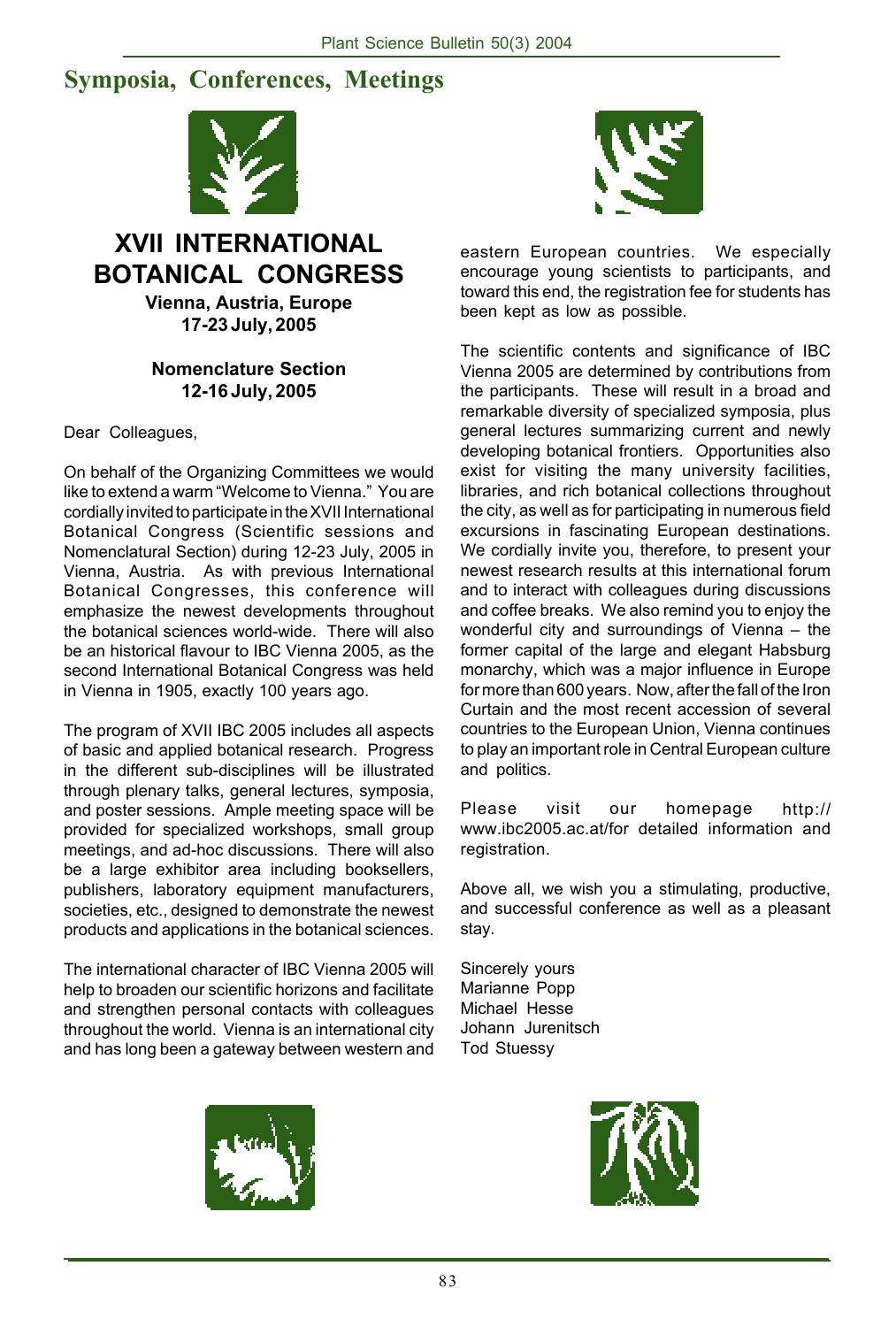## Symposia, Conferences, Meetings

# XVII INTERNATIONAL BOTANICAL CONGRESS

**Vienna, Austria, Europe**
**17-23 July, 2005**

**Nomenclature Section**
**12-16 July, 2005**

Dear Colleagues,

On behalf of the Organizing Committees we would like to extend a warm "Welcome to Vienna." You are cordially invited to participate in the XVII International Botanical Congress (Scientific sessions and Nomenclatural Section) during 12-23 July, 2005 in Vienna, Austria. As with previous International Botanical Congresses, this conference will emphasize the newest developments throughout the botanical sciences world-wide. There will also be an historical flavour to IBC Vienna 2005, as the second International Botanical Congress was held in Vienna in 1905, exactly 100 years ago.

The program of XVII IBC 2005 includes all aspects of basic and applied botanical research. Progress in the different sub-disciplines will be illustrated through plenary talks, general lectures, symposia, and poster sessions. Ample meeting space will be provided for specialized workshops, small group meetings, and ad-hoc discussions. There will also be a large exhibitor area including booksellers, publishers, laboratory equipment manufacturers, societies, etc., designed to demonstrate the newest products and applications in the botanical sciences.

The international character of IBC Vienna 2005 will help to broaden our scientific horizons and facilitate and strengthen personal contacts with colleagues throughout the world. Vienna is an international city and has long been a gateway between western and eastern European countries. We especially encourage young scientists to participants, and toward this end, the registration fee for students has been kept as low as possible.

The scientific contents and significance of IBC Vienna 2005 are determined by contributions from the participants. These will result in a broad and remarkable diversity of specialized symposia, plus general lectures summarizing current and newly developing botanical frontiers. Opportunities also exist for visiting the many university facilities, libraries, and rich botanical collections throughout the city, as well as for participating in numerous field excursions in fascinating European destinations. We cordially invite you, therefore, to present your newest research results at this international forum and to interact with colleagues during discussions and coffee breaks. We also remind you to enjoy the wonderful city and surroundings of Vienna – the former capital of the large and elegant Habsburg monarchy, which was a major influence in Europe for more than 600 years. Now, after the fall of the Iron Curtain and the most recent accession of several countries to the European Union, Vienna continues to play an important role in Central European culture and politics.

Please visit our homepage http://www.ibc2005.ac.at/for detailed information and registration.

Above all, we wish you a stimulating, productive, and successful conference as well as a pleasant stay.

Sincerely yours
Marianne Popp
Michael Hesse
Johann Jurenitsch
Tod Stuessy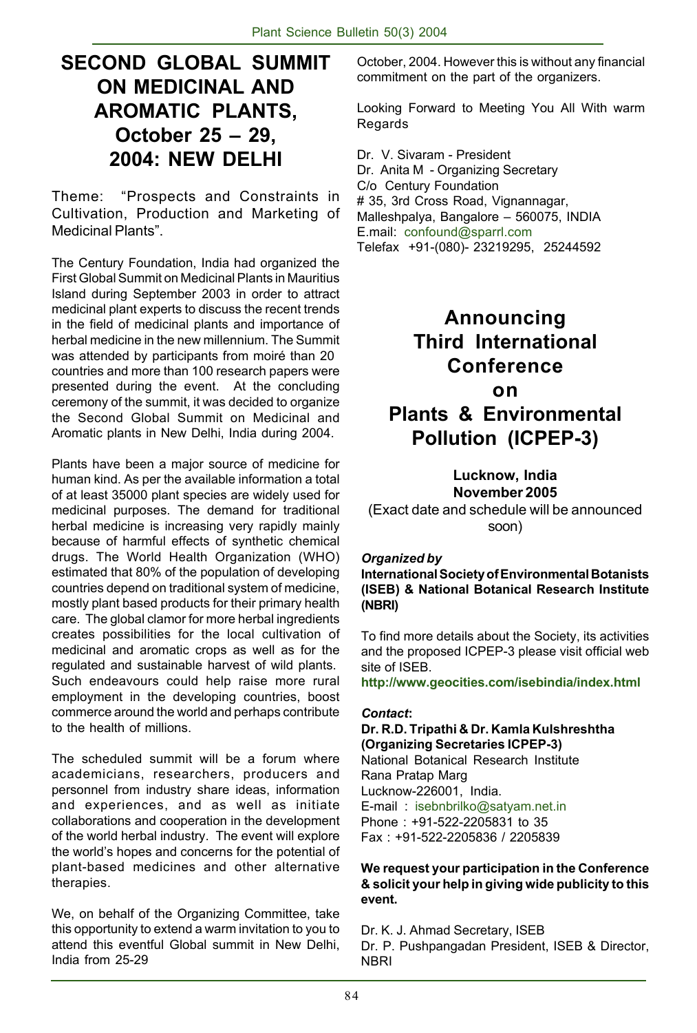# SECOND GLOBAL SUMMIT ON MEDICINAL AND AROMATIC PLANTS, October 25 – 29, 2004: NEW DELHI

Theme: "Prospects and Constraints in Cultivation, Production and Marketing of Medicinal Plants".

The Century Foundation, India had organized the First Global Summit on Medicinal Plants in Mauritius Island during September 2003 in order to attract medicinal plant experts to discuss the recent trends in the field of medicinal plants and importance of herbal medicine in the new millennium. The Summit was attended by participants from moiré than 20 countries and more than 100 research papers were presented during the event. At the concluding ceremony of the summit, it was decided to organize the Second Global Summit on Medicinal and Aromatic plants in New Delhi, India during 2004.

Plants have been a major source of medicine for human kind. As per the available information a total of at least 35000 plant species are widely used for medicinal purposes. The demand for traditional herbal medicine is increasing very rapidly mainly because of harmful effects of synthetic chemical drugs. The World Health Organization (WHO) estimated that 80% of the population of developing countries depend on traditional system of medicine, mostly plant based products for their primary health care. The global clamor for more herbal ingredients creates possibilities for the local cultivation of medicinal and aromatic crops as well as for the regulated and sustainable harvest of wild plants. Such endeavours could help raise more rural employment in the developing countries, boost commerce around the world and perhaps contribute to the health of millions.

The scheduled summit will be a forum where academicians, researchers, producers and personnel from industry share ideas, information and experiences, and as well as initiate collaborations and cooperation in the development of the world herbal industry. The event will explore the world's hopes and concerns for the potential of plant-based medicines and other alternative therapies.

We, on behalf of the Organizing Committee, take this opportunity to extend a warm invitation to you to attend this eventful Global summit in New Delhi, India from 25-29 October, 2004. However this is without any financial commitment on the part of the organizers.

Looking Forward to Meeting You All With warm Regards

Dr. V. Sivaram - President
Dr. Anita M - Organizing Secretary
C/o Century Foundation
# 35, 3rd Cross Road, Vignannagar,
Malleshpalya, Bangalore – 560075, INDIA
E.mail: confound@sparrl.com
Telefax +91-(080)- 23219295, 25244592

# Announcing Third International Conference on Plants & Environmental Pollution (ICPEP-3)

**Lucknow, India**
**November 2005**
(Exact date and schedule will be announced soon)

***Organized by***
**International Society of Environmental Botanists (ISEB) & National Botanical Research Institute (NBRI)**

To find more details about the Society, its activities and the proposed ICPEP-3 please visit official web site of ISEB.
**http://www.geocities.com/isebindia/index.html**

***Contact*:**
**Dr. R.D. Tripathi & Dr. Kamla Kulshreshtha (Organizing Secretaries ICPEP-3)**
National Botanical Research Institute
Rana Pratap Marg
Lucknow-226001, India.
E-mail : isebnbrilko@satyam.net.in
Phone : +91-522-2205831 to 35
Fax : +91-522-2205836 / 2205839

**We request your participation in the Conference & solicit your help in giving wide publicity to this event.**

Dr. K. J. Ahmad Secretary, ISEB
Dr. P. Pushpangadan President, ISEB & Director, NBRI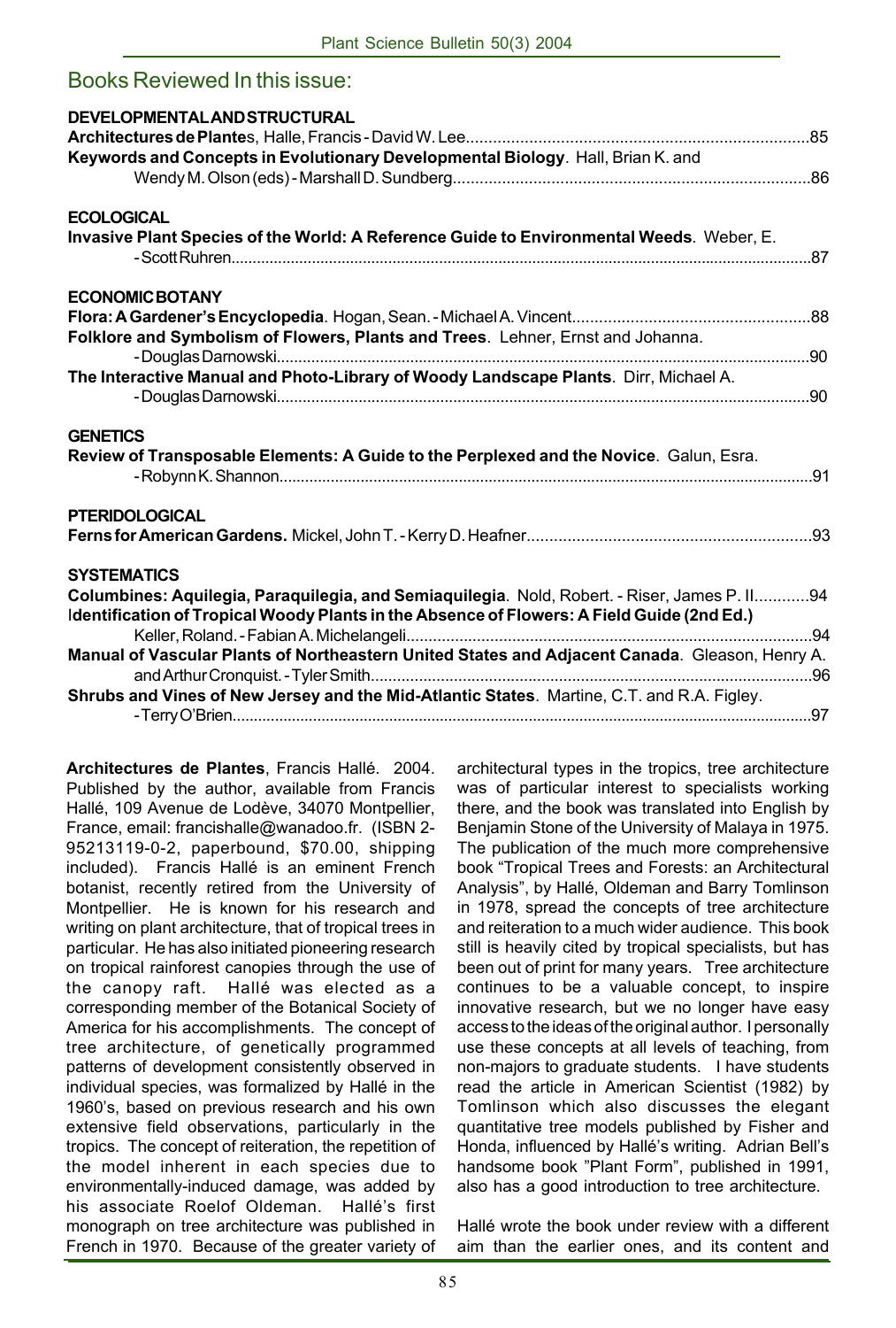## Books Reviewed In this issue:

**DEVELOPMENTAL AND STRUCTURAL**

**Architectures de Plantes**, Halle, Francis - David W. Lee........................................................................85

**Keywords and Concepts in Evolutionary Developmental Biology**. Hall, Brian K. and Wendy M. Olson (eds) - Marshall D. Sundberg........................................................................86

**ECOLOGICAL**

**Invasive Plant Species of the World: A Reference Guide to Environmental Weeds**. Weber, E. - Scott Ruhren........................................................................87

**ECONOMIC BOTANY**

**Flora: A Gardener's Encyclopedia**. Hogan, Sean. - Michael A. Vincent........................................................................88

**Folklore and Symbolism of Flowers, Plants and Trees**. Lehner, Ernst and Johanna. - Douglas Darnowski........................................................................90

**The Interactive Manual and Photo-Library of Woody Landscape Plants**. Dirr, Michael A. - Douglas Darnowski........................................................................90

**GENETICS**

**Review of Transposable Elements: A Guide to the Perplexed and the Novice**. Galun, Esra. - Robynn K. Shannon........................................................................91

**PTERIDOLOGICAL**

**Ferns for American Gardens.** Mickel, John T. - Kerry D. Heafner........................................................................93

**SYSTEMATICS**

**Columbines: Aquilegia, Paraquilegia, and Semiaquilegia**. Nold, Robert. - Riser, James P. II............94

**Identification of Tropical Woody Plants in the Absence of Flowers: A Field Guide (2nd Ed.)** Keller, Roland. - Fabian A. Michelangeli........................................................................94

**Manual of Vascular Plants of Northeastern United States and Adjacent Canada**. Gleason, Henry A. and Arthur Cronquist. - Tyler Smith........................................................................96

**Shrubs and Vines of New Jersey and the Mid-Atlantic States**. Martine, C.T. and R.A. Figley. - Terry O'Brien........................................................................97

**Architectures de Plantes**, Francis Hallé. 2004. Published by the author, available from Francis Hallé, 109 Avenue de Lodève, 34070 Montpellier, France, email: francishalle@wanadoo.fr. (ISBN 2-95213119-0-2, paperbound, $70.00, shipping included). Francis Hallé is an eminent French botanist, recently retired from the University of Montpellier. He is known for his research and writing on plant architecture, that of tropical trees in particular. He has also initiated pioneering research on tropical rainforest canopies through the use of the canopy raft. Hallé was elected as a corresponding member of the Botanical Society of America for his accomplishments. The concept of tree architecture, of genetically programmed patterns of development consistently observed in individual species, was formalized by Hallé in the 1960's, based on previous research and his own extensive field observations, particularly in the tropics. The concept of reiteration, the repetition of the model inherent in each species due to environmentally-induced damage, was added by his associate Roelof Oldeman. Hallé's first monograph on tree architecture was published in French in 1970. Because of the greater variety of architectural types in the tropics, tree architecture was of particular interest to specialists working there, and the book was translated into English by Benjamin Stone of the University of Malaya in 1975. The publication of the much more comprehensive book "Tropical Trees and Forests: an Architectural Analysis", by Hallé, Oldeman and Barry Tomlinson in 1978, spread the concepts of tree architecture and reiteration to a much wider audience. This book still is heavily cited by tropical specialists, but has been out of print for many years. Tree architecture continues to be a valuable concept, to inspire innovative research, but we no longer have easy access to the ideas of the original author. I personally use these concepts at all levels of teaching, from non-majors to graduate students. I have students read the article in American Scientist (1982) by Tomlinson which also discusses the elegant quantitative tree models published by Fisher and Honda, influenced by Hallé's writing. Adrian Bell's handsome book "Plant Form", published in 1991, also has a good introduction to tree architecture.

Hallé wrote the book under review with a different aim than the earlier ones, and its content and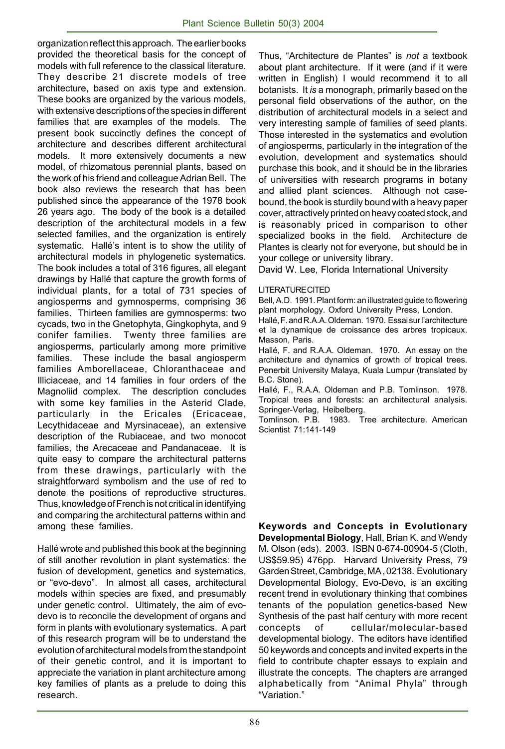organization reflect this approach. The earlier books provided the theoretical basis for the concept of models with full reference to the classical literature. They describe 21 discrete models of tree architecture, based on axis type and extension. These books are organized by the various models, with extensive descriptions of the species in different families that are examples of the models. The present book succinctly defines the concept of architecture and describes different architectural models. It more extensively documents a new model, of rhizomatous perennial plants, based on the work of his friend and colleague Adrian Bell. The book also reviews the research that has been published since the appearance of the 1978 book 26 years ago. The body of the book is a detailed description of the architectural models in a few selected families, and the organization is entirely systematic. Hallé's intent is to show the utility of architectural models in phylogenetic systematics. The book includes a total of 316 figures, all elegant drawings by Hallé that capture the growth forms of individual plants, for a total of 731 species of angiosperms and gymnosperms, comprising 36 families. Thirteen families are gymnosperms: two cycads, two in the Gnetophyta, Gingkophyta, and 9 conifer families. Twenty three families are angiosperms, particularly among more primitive families. These include the basal angiosperm families Amborellaceae, Chloranthaceae and Illiciaceae, and 14 families in four orders of the Magnoliid complex. The description concludes with some key families in the Asterid Clade, particularly in the Ericales (Ericaceae, Lecythidaceae and Myrsinaceae), an extensive description of the Rubiaceae, and two monocot families, the Arecaceae and Pandanaceae. It is quite easy to compare the architectural patterns from these drawings, particularly with the straightforward symbolism and the use of red to denote the positions of reproductive structures. Thus, knowledge of French is not critical in identifying and comparing the architectural patterns within and among these families.

Hallé wrote and published this book at the beginning of still another revolution in plant systematics: the fusion of development, genetics and systematics, or "evo-devo". In almost all cases, architectural models within species are fixed, and presumably under genetic control. Ultimately, the aim of evo-devo is to reconcile the development of organs and form in plants with evolutionary systematics. A part of this research program will be to understand the evolution of architectural models from the standpoint of their genetic control, and it is important to appreciate the variation in plant architecture among key families of plants as a prelude to doing this research.

Thus, "Architecture de Plantes" is *not* a textbook about plant architecture. If it were (and if it were written in English) I would recommend it to all botanists. It *is* a monograph, primarily based on the personal field observations of the author, on the distribution of architectural models in a select and very interesting sample of families of seed plants. Those interested in the systematics and evolution of angiosperms, particularly in the integration of the evolution, development and systematics should purchase this book, and it should be in the libraries of universities with research programs in botany and allied plant sciences. Although not case-bound, the book is sturdily bound with a heavy paper cover, attractively printed on heavy coated stock, and is reasonably priced in comparison to other specialized books in the field. Architecture de Plantes is clearly not for everyone, but should be in your college or university library.

David W. Lee, Florida International University

LITERATURE CITED

Bell, A.D. 1991. Plant form: an illustrated guide to flowering plant morphology. Oxford University Press, London.

Hallé, F. and R.A.A. Oldeman. 1970. Essai sur l'architecture et la dynamique de croissance des arbres tropicaux. Masson, Paris.

Hallé, F. and R.A.A. Oldeman. 1970. An essay on the architecture and dynamics of growth of tropical trees. Penerbit University Malaya, Kuala Lumpur (translated by B.C. Stone).

Hallé, F., R.A.A. Oldeman and P.B. Tomlinson. 1978. Tropical trees and forests: an architectural analysis. Springer-Verlag, Heibelberg.

Tomlinson. P.B. 1983. Tree architecture. American Scientist 71:141-149

**Keywords and Concepts in Evolutionary Developmental Biology**, Hall, Brian K. and Wendy M. Olson (eds). 2003. ISBN 0-674-00904-5 (Cloth, US$59.95) 476pp. Harvard University Press, 79 Garden Street, Cambridge, MA, 02138. Evolutionary Developmental Biology, Evo-Devo, is an exciting recent trend in evolutionary thinking that combines tenants of the population genetics-based New Synthesis of the past half century with more recent concepts of cellular/molecular-based developmental biology. The editors have identified 50 keywords and concepts and invited experts in the field to contribute chapter essays to explain and illustrate the concepts. The chapters are arranged alphabetically from "Animal Phyla" through "Variation."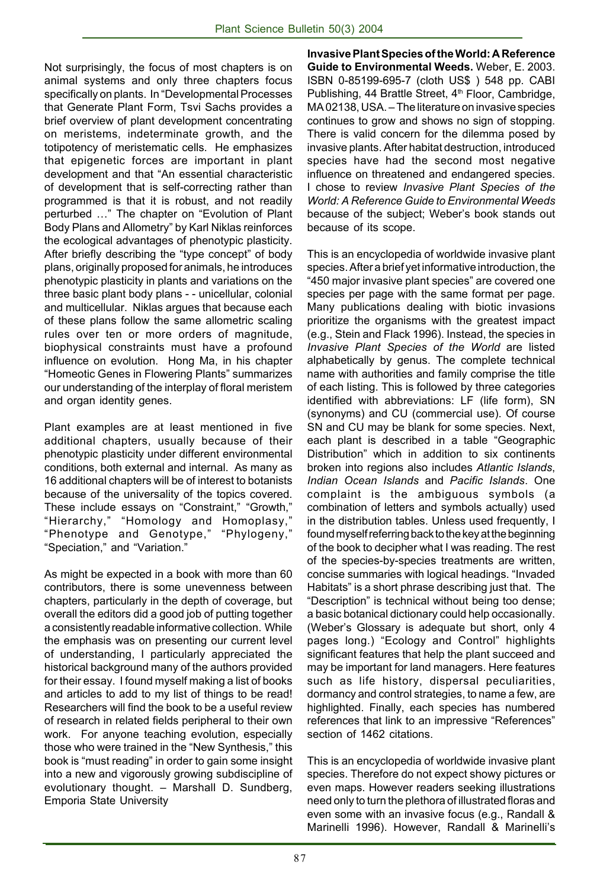Not surprisingly, the focus of most chapters is on animal systems and only three chapters focus specifically on plants. In "Developmental Processes that Generate Plant Form, Tsvi Sachs provides a brief overview of plant development concentrating on meristems, indeterminate growth, and the totipotency of meristematic cells. He emphasizes that epigenetic forces are important in plant development and that "An essential characteristic of development that is self-correcting rather than programmed is that it is robust, and not readily perturbed …" The chapter on "Evolution of Plant Body Plans and Allometry" by Karl Niklas reinforces the ecological advantages of phenotypic plasticity. After briefly describing the "type concept" of body plans, originally proposed for animals, he introduces phenotypic plasticity in plants and variations on the three basic plant body plans - - unicellular, colonial and multicellular. Niklas argues that because each of these plans follow the same allometric scaling rules over ten or more orders of magnitude, biophysical constraints must have a profound influence on evolution. Hong Ma, in his chapter "Homeotic Genes in Flowering Plants" summarizes our understanding of the interplay of floral meristem and organ identity genes.

Plant examples are at least mentioned in five additional chapters, usually because of their phenotypic plasticity under different environmental conditions, both external and internal. As many as 16 additional chapters will be of interest to botanists because of the universality of the topics covered. These include essays on "Constraint," "Growth," "Hierarchy," "Homology and Homoplasy," "Phenotype and Genotype," "Phylogeny," "Speciation," and "Variation."

As might be expected in a book with more than 60 contributors, there is some unevenness between chapters, particularly in the depth of coverage, but overall the editors did a good job of putting together a consistently readable informative collection. While the emphasis was on presenting our current level of understanding, I particularly appreciated the historical background many of the authors provided for their essay. I found myself making a list of books and articles to add to my list of things to be read! Researchers will find the book to be a useful review of research in related fields peripheral to their own work. For anyone teaching evolution, especially those who were trained in the "New Synthesis," this book is "must reading" in order to gain some insight into a new and vigorously growing subdiscipline of evolutionary thought. – Marshall D. Sundberg, Emporia State University

**Invasive Plant Species of the World: A Reference Guide to Environmental Weeds.** Weber, E. 2003. ISBN 0-85199-695-7 (cloth US$ ) 548 pp. CABI Publishing, 44 Brattle Street, 4th Floor, Cambridge, MA 02138, USA. – The literature on invasive species continues to grow and shows no sign of stopping. There is valid concern for the dilemma posed by invasive plants. After habitat destruction, introduced species have had the second most negative influence on threatened and endangered species. I chose to review *Invasive Plant Species of the World: A Reference Guide to Environmental Weeds* because of the subject; Weber's book stands out because of its scope.

This is an encyclopedia of worldwide invasive plant species. After a brief yet informative introduction, the "450 major invasive plant species" are covered one species per page with the same format per page. Many publications dealing with biotic invasions prioritize the organisms with the greatest impact (e.g., Stein and Flack 1996). Instead, the species in *Invasive Plant Species of the World* are listed alphabetically by genus. The complete technical name with authorities and family comprise the title of each listing. This is followed by three categories identified with abbreviations: LF (life form), SN (synonyms) and CU (commercial use). Of course SN and CU may be blank for some species. Next, each plant is described in a table "Geographic Distribution" which in addition to six continents broken into regions also includes *Atlantic Islands*, *Indian Ocean Islands* and *Pacific Islands*. One complaint is the ambiguous symbols (a combination of letters and symbols actually) used in the distribution tables. Unless used frequently, I found myself referring back to the key at the beginning of the book to decipher what I was reading. The rest of the species-by-species treatments are written, concise summaries with logical headings. "Invaded Habitats" is a short phrase describing just that. The "Description" is technical without being too dense; a basic botanical dictionary could help occasionally. (Weber's Glossary is adequate but short, only 4 pages long.) "Ecology and Control" highlights significant features that help the plant succeed and may be important for land managers. Here features such as life history, dispersal peculiarities, dormancy and control strategies, to name a few, are highlighted. Finally, each species has numbered references that link to an impressive "References" section of 1462 citations.

This is an encyclopedia of worldwide invasive plant species. Therefore do not expect showy pictures or even maps. However readers seeking illustrations need only to turn the plethora of illustrated floras and even some with an invasive focus (e.g., Randall & Marinelli 1996). However, Randall & Marinelli's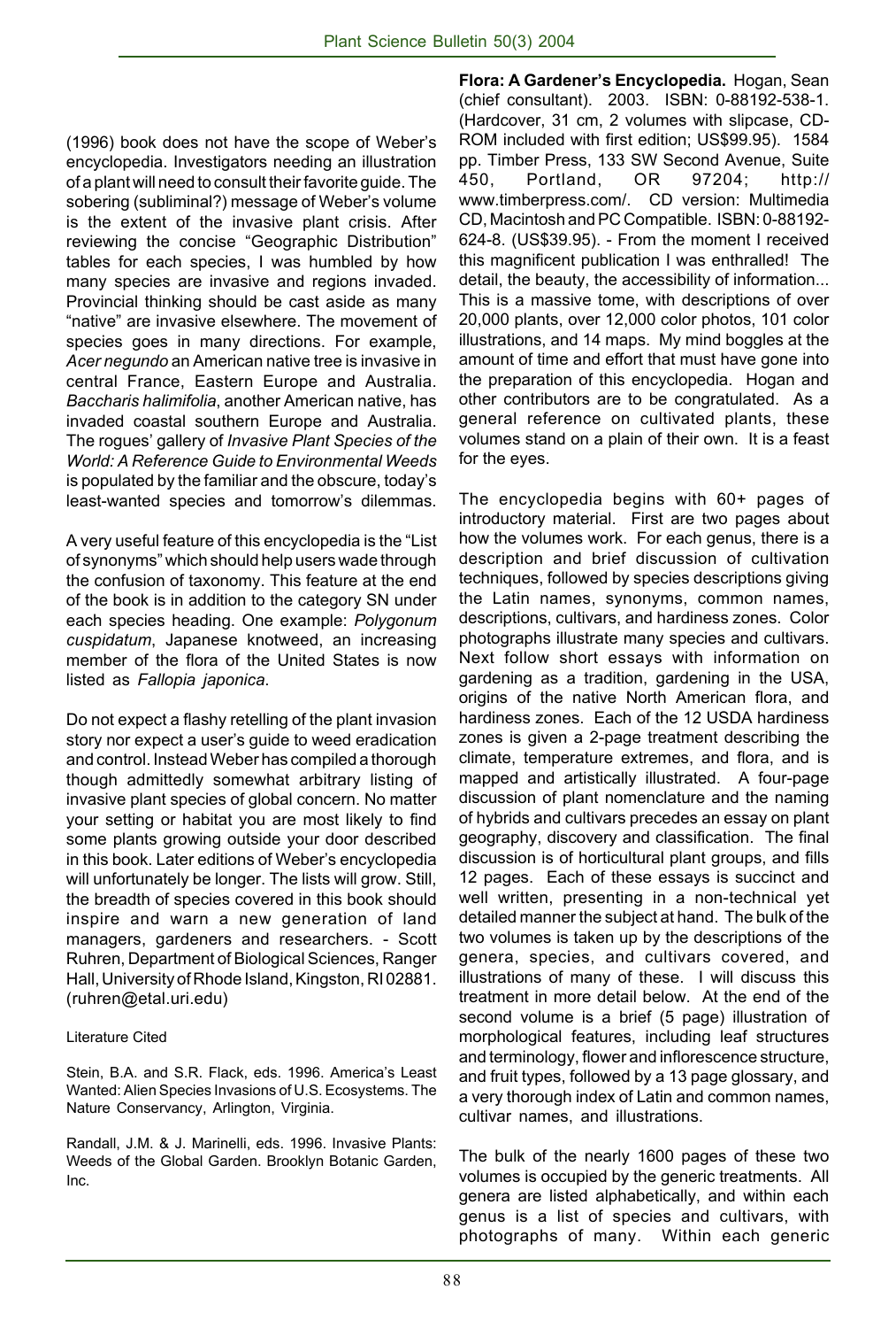(1996) book does not have the scope of Weber's encyclopedia. Investigators needing an illustration of a plant will need to consult their favorite guide. The sobering (subliminal?) message of Weber's volume is the extent of the invasive plant crisis. After reviewing the concise "Geographic Distribution" tables for each species, I was humbled by how many species are invasive and regions invaded. Provincial thinking should be cast aside as many "native" are invasive elsewhere. The movement of species goes in many directions. For example, *Acer negundo* an American native tree is invasive in central France, Eastern Europe and Australia. *Baccharis halimifolia*, another American native, has invaded coastal southern Europe and Australia. The rogues' gallery of *Invasive Plant Species of the World: A Reference Guide to Environmental Weeds* is populated by the familiar and the obscure, today's least-wanted species and tomorrow's dilemmas.

A very useful feature of this encyclopedia is the "List of synonyms" which should help users wade through the confusion of taxonomy. This feature at the end of the book is in addition to the category SN under each species heading. One example: *Polygonum cuspidatum*, Japanese knotweed, an increasing member of the flora of the United States is now listed as *Fallopia japonica*.

Do not expect a flashy retelling of the plant invasion story nor expect a user's guide to weed eradication and control. Instead Weber has compiled a thorough though admittedly somewhat arbitrary listing of invasive plant species of global concern. No matter your setting or habitat you are most likely to find some plants growing outside your door described in this book. Later editions of Weber's encyclopedia will unfortunately be longer. The lists will grow. Still, the breadth of species covered in this book should inspire and warn a new generation of land managers, gardeners and researchers. - Scott Ruhren, Department of Biological Sciences, Ranger Hall, University of Rhode Island, Kingston, RI 02881. (ruhren@etal.uri.edu)

Literature Cited

Stein, B.A. and S.R. Flack, eds. 1996. America's Least Wanted: Alien Species Invasions of U.S. Ecosystems. The Nature Conservancy, Arlington, Virginia.

Randall, J.M. & J. Marinelli, eds. 1996. Invasive Plants: Weeds of the Global Garden. Brooklyn Botanic Garden, Inc.

**Flora: A Gardener's Encyclopedia.** Hogan, Sean (chief consultant). 2003. ISBN: 0-88192-538-1. (Hardcover, 31 cm, 2 volumes with slipcase, CD-ROM included with first edition; US$99.95). 1584 pp. Timber Press, 133 SW Second Avenue, Suite 450, Portland, OR 97204; http://www.timberpress.com/. CD version: Multimedia CD, Macintosh and PC Compatible. ISBN: 0-88192-624-8. (US$39.95). - From the moment I received this magnificent publication I was enthralled! The detail, the beauty, the accessibility of information... This is a massive tome, with descriptions of over 20,000 plants, over 12,000 color photos, 101 color illustrations, and 14 maps. My mind boggles at the amount of time and effort that must have gone into the preparation of this encyclopedia. Hogan and other contributors are to be congratulated. As a general reference on cultivated plants, these volumes stand on a plain of their own. It is a feast for the eyes.

The encyclopedia begins with 60+ pages of introductory material. First are two pages about how the volumes work. For each genus, there is a description and brief discussion of cultivation techniques, followed by species descriptions giving the Latin names, synonyms, common names, descriptions, cultivars, and hardiness zones. Color photographs illustrate many species and cultivars. Next follow short essays with information on gardening as a tradition, gardening in the USA, origins of the native North American flora, and hardiness zones. Each of the 12 USDA hardiness zones is given a 2-page treatment describing the climate, temperature extremes, and flora, and is mapped and artistically illustrated. A four-page discussion of plant nomenclature and the naming of hybrids and cultivars precedes an essay on plant geography, discovery and classification. The final discussion is of horticultural plant groups, and fills 12 pages. Each of these essays is succinct and well written, presenting in a non-technical yet detailed manner the subject at hand. The bulk of the two volumes is taken up by the descriptions of the genera, species, and cultivars covered, and illustrations of many of these. I will discuss this treatment in more detail below. At the end of the second volume is a brief (5 page) illustration of morphological features, including leaf structures and terminology, flower and inflorescence structure, and fruit types, followed by a 13 page glossary, and a very thorough index of Latin and common names, cultivar names, and illustrations.

The bulk of the nearly 1600 pages of these two volumes is occupied by the generic treatments. All genera are listed alphabetically, and within each genus is a list of species and cultivars, with photographs of many. Within each generic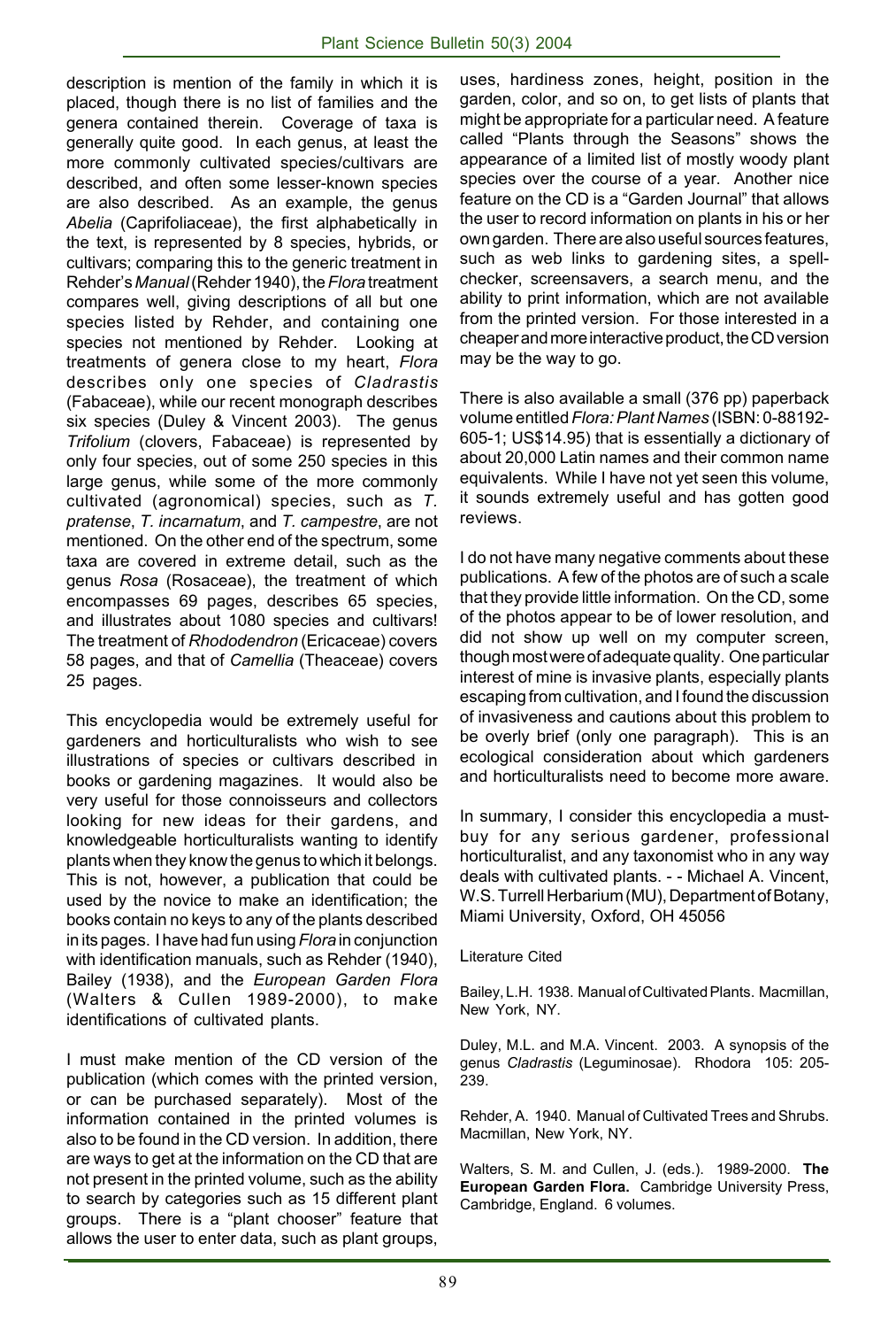description is mention of the family in which it is placed, though there is no list of families and the genera contained therein. Coverage of taxa is generally quite good. In each genus, at least the more commonly cultivated species/cultivars are described, and often some lesser-known species are also described. As an example, the genus *Abelia* (Caprifoliaceae), the first alphabetically in the text, is represented by 8 species, hybrids, or cultivars; comparing this to the generic treatment in Rehder's *Manual* (Rehder 1940), the *Flora* treatment compares well, giving descriptions of all but one species listed by Rehder, and containing one species not mentioned by Rehder. Looking at treatments of genera close to my heart, *Flora* describes only one species of *Cladrastis* (Fabaceae), while our recent monograph describes six species (Duley & Vincent 2003). The genus *Trifolium* (clovers, Fabaceae) is represented by only four species, out of some 250 species in this large genus, while some of the more commonly cultivated (agronomical) species, such as *T. pratense*, *T. incarnatum*, and *T. campestre*, are not mentioned. On the other end of the spectrum, some taxa are covered in extreme detail, such as the genus *Rosa* (Rosaceae), the treatment of which encompasses 69 pages, describes 65 species, and illustrates about 1080 species and cultivars! The treatment of *Rhododendron* (Ericaceae) covers 58 pages, and that of *Camellia* (Theaceae) covers 25 pages.

This encyclopedia would be extremely useful for gardeners and horticulturalists who wish to see illustrations of species or cultivars described in books or gardening magazines. It would also be very useful for those connoisseurs and collectors looking for new ideas for their gardens, and knowledgeable horticulturalists wanting to identify plants when they know the genus to which it belongs. This is not, however, a publication that could be used by the novice to make an identification; the books contain no keys to any of the plants described in its pages. I have had fun using *Flora* in conjunction with identification manuals, such as Rehder (1940), Bailey (1938), and the *European Garden Flora* (Walters & Cullen 1989-2000), to make identifications of cultivated plants.

I must make mention of the CD version of the publication (which comes with the printed version, or can be purchased separately). Most of the information contained in the printed volumes is also to be found in the CD version. In addition, there are ways to get at the information on the CD that are not present in the printed volume, such as the ability to search by categories such as 15 different plant groups. There is a "plant chooser" feature that allows the user to enter data, such as plant groups, uses, hardiness zones, height, position in the garden, color, and so on, to get lists of plants that might be appropriate for a particular need. A feature called "Plants through the Seasons" shows the appearance of a limited list of mostly woody plant species over the course of a year. Another nice feature on the CD is a "Garden Journal" that allows the user to record information on plants in his or her own garden. There are also useful sources features, such as web links to gardening sites, a spell-checker, screensavers, a search menu, and the ability to print information, which are not available from the printed version. For those interested in a cheaper and more interactive product, the CD version may be the way to go.

There is also available a small (376 pp) paperback volume entitled *Flora: Plant Names* (ISBN: 0-88192-605-1; US$14.95) that is essentially a dictionary of about 20,000 Latin names and their common name equivalents. While I have not yet seen this volume, it sounds extremely useful and has gotten good reviews.

I do not have many negative comments about these publications. A few of the photos are of such a scale that they provide little information. On the CD, some of the photos appear to be of lower resolution, and did not show up well on my computer screen, though most were of adequate quality. One particular interest of mine is invasive plants, especially plants escaping from cultivation, and I found the discussion of invasiveness and cautions about this problem to be overly brief (only one paragraph). This is an ecological consideration about which gardeners and horticulturalists need to become more aware.

In summary, I consider this encyclopedia a must-buy for any serious gardener, professional horticulturalist, and any taxonomist who in any way deals with cultivated plants. - - Michael A. Vincent, W.S. Turrell Herbarium (MU), Department of Botany, Miami University, Oxford, OH 45056

Literature Cited

Bailey, L.H. 1938. Manual of Cultivated Plants. Macmillan, New York, NY.

Duley, M.L. and M.A. Vincent. 2003. A synopsis of the genus *Cladrastis* (Leguminosae). Rhodora 105: 205-239.

Rehder, A. 1940. Manual of Cultivated Trees and Shrubs. Macmillan, New York, NY.

Walters, S. M. and Cullen, J. (eds.). 1989-2000. **The European Garden Flora.** Cambridge University Press, Cambridge, England. 6 volumes.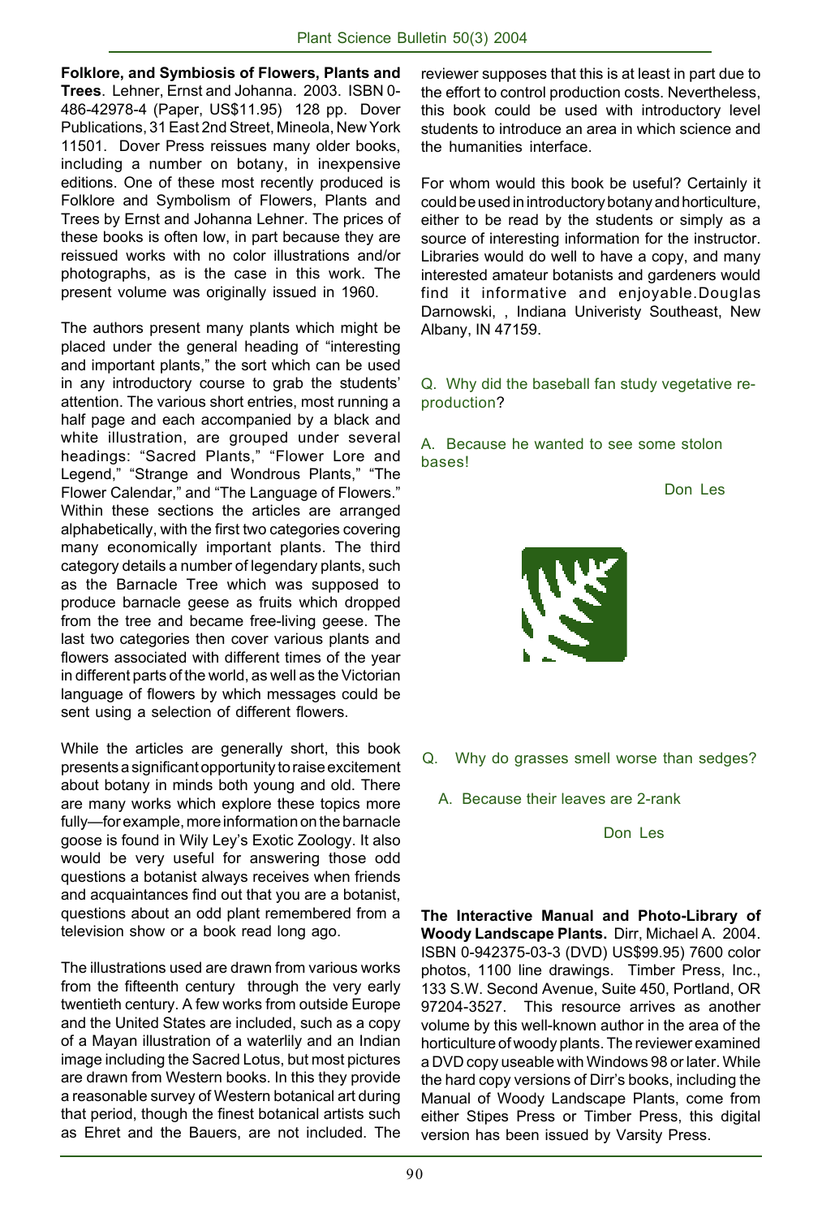**Folklore, and Symbiosis of Flowers, Plants and Trees**. Lehner, Ernst and Johanna. 2003. ISBN 0-486-42978-4 (Paper, US$11.95) 128 pp. Dover Publications, 31 East 2nd Street, Mineola, New York 11501. Dover Press reissues many older books, including a number on botany, in inexpensive editions. One of these most recently produced is Folklore and Symbolism of Flowers, Plants and Trees by Ernst and Johanna Lehner. The prices of these books is often low, in part because they are reissued works with no color illustrations and/or photographs, as is the case in this work. The present volume was originally issued in 1960.

The authors present many plants which might be placed under the general heading of "interesting and important plants," the sort which can be used in any introductory course to grab the students' attention. The various short entries, most running a half page and each accompanied by a black and white illustration, are grouped under several headings: "Sacred Plants," "Flower Lore and Legend," "Strange and Wondrous Plants," "The Flower Calendar," and "The Language of Flowers." Within these sections the articles are arranged alphabetically, with the first two categories covering many economically important plants. The third category details a number of legendary plants, such as the Barnacle Tree which was supposed to produce barnacle geese as fruits which dropped from the tree and became free-living geese. The last two categories then cover various plants and flowers associated with different times of the year in different parts of the world, as well as the Victorian language of flowers by which messages could be sent using a selection of different flowers.

While the articles are generally short, this book presents a significant opportunity to raise excitement about botany in minds both young and old. There are many works which explore these topics more fully—for example, more information on the barnacle goose is found in Wily Ley's Exotic Zoology. It also would be very useful for answering those odd questions a botanist always receives when friends and acquaintances find out that you are a botanist, questions about an odd plant remembered from a television show or a book read long ago.

The illustrations used are drawn from various works from the fifteenth century through the very early twentieth century. A few works from outside Europe and the United States are included, such as a copy of a Mayan illustration of a waterlily and an Indian image including the Sacred Lotus, but most pictures are drawn from Western books. In this they provide a reasonable survey of Western botanical art during that period, though the finest botanical artists such as Ehret and the Bauers, are not included. The reviewer supposes that this is at least in part due to the effort to control production costs. Nevertheless, this book could be used with introductory level students to introduce an area in which science and the humanities interface.

For whom would this book be useful? Certainly it could be used in introductory botany and horticulture, either to be read by the students or simply as a source of interesting information for the instructor. Libraries would do well to have a copy, and many interested amateur botanists and gardeners would find it informative and enjoyable.Douglas Darnowski, , Indiana Univeristy Southeast, New Albany, IN 47159.

Q. Why did the baseball fan study vegetative reproduction?

A. Because he wanted to see some stolon bases!

Don Les

Q. Why do grasses smell worse than sedges?

A. Because their leaves are 2-rank

Don Les

**The Interactive Manual and Photo-Library of Woody Landscape Plants.** Dirr, Michael A. 2004. ISBN 0-942375-03-3 (DVD) US$99.95) 7600 color photos, 1100 line drawings. Timber Press, Inc., 133 S.W. Second Avenue, Suite 450, Portland, OR 97204-3527. This resource arrives as another volume by this well-known author in the area of the horticulture of woody plants. The reviewer examined a DVD copy useable with Windows 98 or later. While the hard copy versions of Dirr's books, including the Manual of Woody Landscape Plants, come from either Stipes Press or Timber Press, this digital version has been issued by Varsity Press.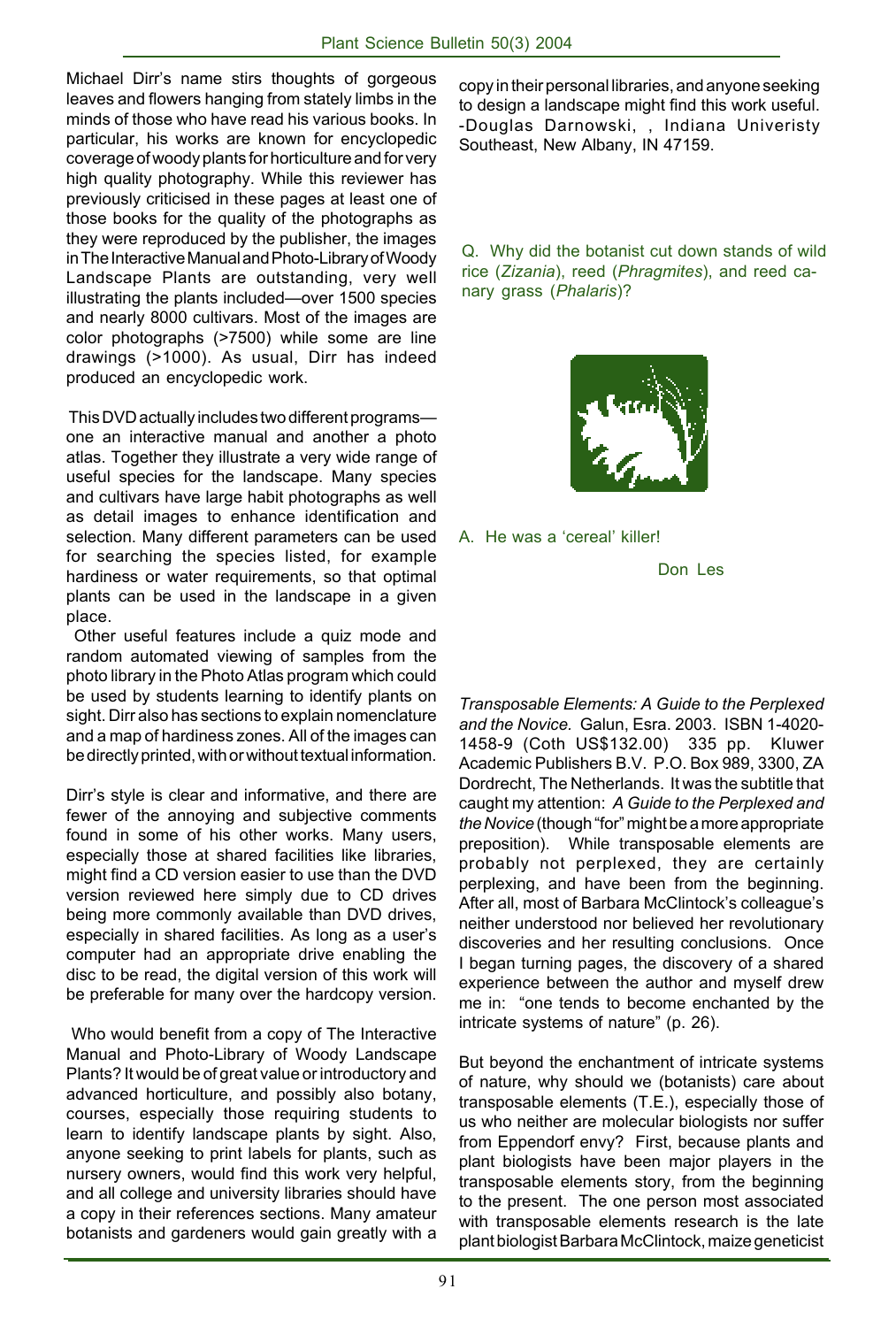Michael Dirr's name stirs thoughts of gorgeous leaves and flowers hanging from stately limbs in the minds of those who have read his various books. In particular, his works are known for encyclopedic coverage of woody plants for horticulture and for very high quality photography. While this reviewer has previously criticised in these pages at least one of those books for the quality of the photographs as they were reproduced by the publisher, the images in The Interactive Manual and Photo-Library of Woody Landscape Plants are outstanding, very well illustrating the plants included—over 1500 species and nearly 8000 cultivars. Most of the images are color photographs (>7500) while some are line drawings (>1000). As usual, Dirr has indeed produced an encyclopedic work.

This DVD actually includes two different programs—one an interactive manual and another a photo atlas. Together they illustrate a very wide range of useful species for the landscape. Many species and cultivars have large habit photographs as well as detail images to enhance identification and selection. Many different parameters can be used for searching the species listed, for example hardiness or water requirements, so that optimal plants can be used in the landscape in a given place.

Other useful features include a quiz mode and random automated viewing of samples from the photo library in the Photo Atlas program which could be used by students learning to identify plants on sight. Dirr also has sections to explain nomenclature and a map of hardiness zones. All of the images can be directly printed, with or without textual information.

Dirr's style is clear and informative, and there are fewer of the annoying and subjective comments found in some of his other works. Many users, especially those at shared facilities like libraries, might find a CD version easier to use than the DVD version reviewed here simply due to CD drives being more commonly available than DVD drives, especially in shared facilities. As long as a user's computer had an appropriate drive enabling the disc to be read, the digital version of this work will be preferable for many over the hardcopy version.

Who would benefit from a copy of The Interactive Manual and Photo-Library of Woody Landscape Plants? It would be of great value or introductory and advanced horticulture, and possibly also botany, courses, especially those requiring students to learn to identify landscape plants by sight. Also, anyone seeking to print labels for plants, such as nursery owners, would find this work very helpful, and all college and university libraries should have a copy in their references sections. Many amateur botanists and gardeners would gain greatly with a copy in their personal libraries, and anyone seeking to design a landscape might find this work useful. -Douglas Darnowski, , Indiana Univeristy Southeast, New Albany, IN 47159.

Q. Why did the botanist cut down stands of wild rice (*Zizania*), reed (*Phragmites*), and reed canary grass (*Phalaris*)?

A. He was a 'cereal' killer!

Don Les

*Transposable Elements: A Guide to the Perplexed and the Novice.* Galun, Esra. 2003. ISBN 1-4020-1458-9 (Coth US$132.00) 335 pp. Kluwer Academic Publishers B.V. P.O. Box 989, 3300, ZA Dordrecht, The Netherlands. It was the subtitle that caught my attention: *A Guide to the Perplexed and the Novice* (though "for" might be a more appropriate preposition). While transposable elements are probably not perplexed, they are certainly perplexing, and have been from the beginning. After all, most of Barbara McClintock's colleague's neither understood nor believed her revolutionary discoveries and her resulting conclusions. Once I began turning pages, the discovery of a shared experience between the author and myself drew me in: "one tends to become enchanted by the intricate systems of nature" (p. 26).

But beyond the enchantment of intricate systems of nature, why should we (botanists) care about transposable elements (T.E.), especially those of us who neither are molecular biologists nor suffer from Eppendorf envy? First, because plants and plant biologists have been major players in the transposable elements story, from the beginning to the present. The one person most associated with transposable elements research is the late plant biologist Barbara McClintock, maize geneticist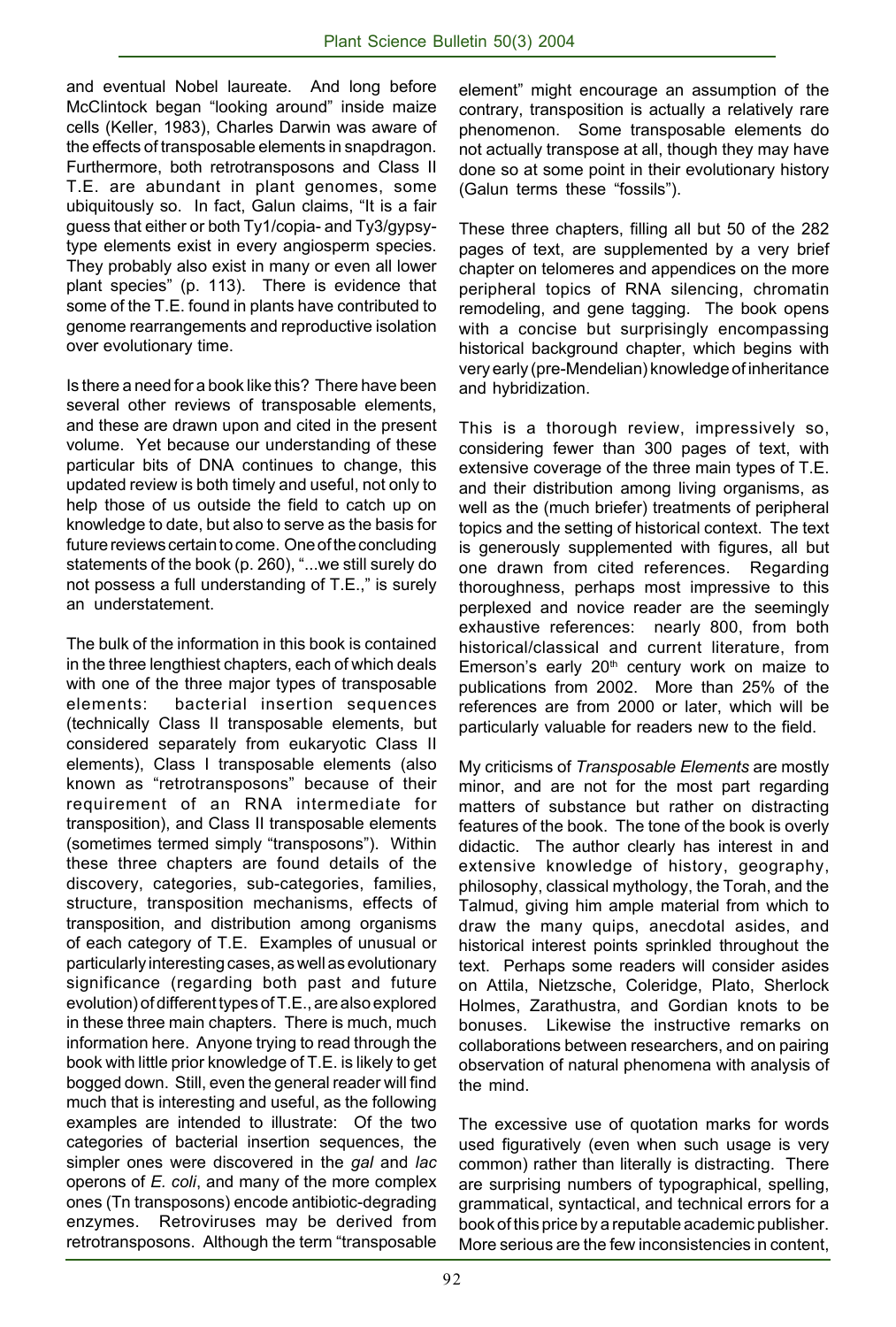and eventual Nobel laureate. And long before McClintock began "looking around" inside maize cells (Keller, 1983), Charles Darwin was aware of the effects of transposable elements in snapdragon. Furthermore, both retrotransposons and Class II T.E. are abundant in plant genomes, some ubiquitously so. In fact, Galun claims, "It is a fair guess that either or both Ty1/copia- and Ty3/gypsy-type elements exist in every angiosperm species. They probably also exist in many or even all lower plant species" (p. 113). There is evidence that some of the T.E. found in plants have contributed to genome rearrangements and reproductive isolation over evolutionary time.

Is there a need for a book like this? There have been several other reviews of transposable elements, and these are drawn upon and cited in the present volume. Yet because our understanding of these particular bits of DNA continues to change, this updated review is both timely and useful, not only to help those of us outside the field to catch up on knowledge to date, but also to serve as the basis for future reviews certain to come. One of the concluding statements of the book (p. 260), "...we still surely do not possess a full understanding of T.E.," is surely an understatement.

The bulk of the information in this book is contained in the three lengthiest chapters, each of which deals with one of the three major types of transposable elements: bacterial insertion sequences (technically Class II transposable elements, but considered separately from eukaryotic Class II elements), Class I transposable elements (also known as "retrotransposons" because of their requirement of an RNA intermediate for transposition), and Class II transposable elements (sometimes termed simply "transposons"). Within these three chapters are found details of the discovery, categories, sub-categories, families, structure, transposition mechanisms, effects of transposition, and distribution among organisms of each category of T.E. Examples of unusual or particularly interesting cases, as well as evolutionary significance (regarding both past and future evolution) of different types of T.E., are also explored in these three main chapters. There is much, much information here. Anyone trying to read through the book with little prior knowledge of T.E. is likely to get bogged down. Still, even the general reader will find much that is interesting and useful, as the following examples are intended to illustrate: Of the two categories of bacterial insertion sequences, the simpler ones were discovered in the *gal* and *lac* operons of *E. coli*, and many of the more complex ones (Tn transposons) encode antibiotic-degrading enzymes. Retroviruses may be derived from retrotransposons. Although the term "transposable element" might encourage an assumption of the contrary, transposition is actually a relatively rare phenomenon. Some transposable elements do not actually transpose at all, though they may have done so at some point in their evolutionary history (Galun terms these "fossils").

These three chapters, filling all but 50 of the 282 pages of text, are supplemented by a very brief chapter on telomeres and appendices on the more peripheral topics of RNA silencing, chromatin remodeling, and gene tagging. The book opens with a concise but surprisingly encompassing historical background chapter, which begins with very early (pre-Mendelian) knowledge of inheritance and hybridization.

This is a thorough review, impressively so, considering fewer than 300 pages of text, with extensive coverage of the three main types of T.E. and their distribution among living organisms, as well as the (much briefer) treatments of peripheral topics and the setting of historical context. The text is generously supplemented with figures, all but one drawn from cited references. Regarding thoroughness, perhaps most impressive to this perplexed and novice reader are the seemingly exhaustive references: nearly 800, from both historical/classical and current literature, from Emerson's early 20th century work on maize to publications from 2002. More than 25% of the references are from 2000 or later, which will be particularly valuable for readers new to the field.

My criticisms of *Transposable Elements* are mostly minor, and are not for the most part regarding matters of substance but rather on distracting features of the book. The tone of the book is overly didactic. The author clearly has interest in and extensive knowledge of history, geography, philosophy, classical mythology, the Torah, and the Talmud, giving him ample material from which to draw the many quips, anecdotal asides, and historical interest points sprinkled throughout the text. Perhaps some readers will consider asides on Attila, Nietzsche, Coleridge, Plato, Sherlock Holmes, Zarathustra, and Gordian knots to be bonuses. Likewise the instructive remarks on collaborations between researchers, and on pairing observation of natural phenomena with analysis of the mind.

The excessive use of quotation marks for words used figuratively (even when such usage is very common) rather than literally is distracting. There are surprising numbers of typographical, spelling, grammatical, syntactical, and technical errors for a book of this price by a reputable academic publisher. More serious are the few inconsistencies in content,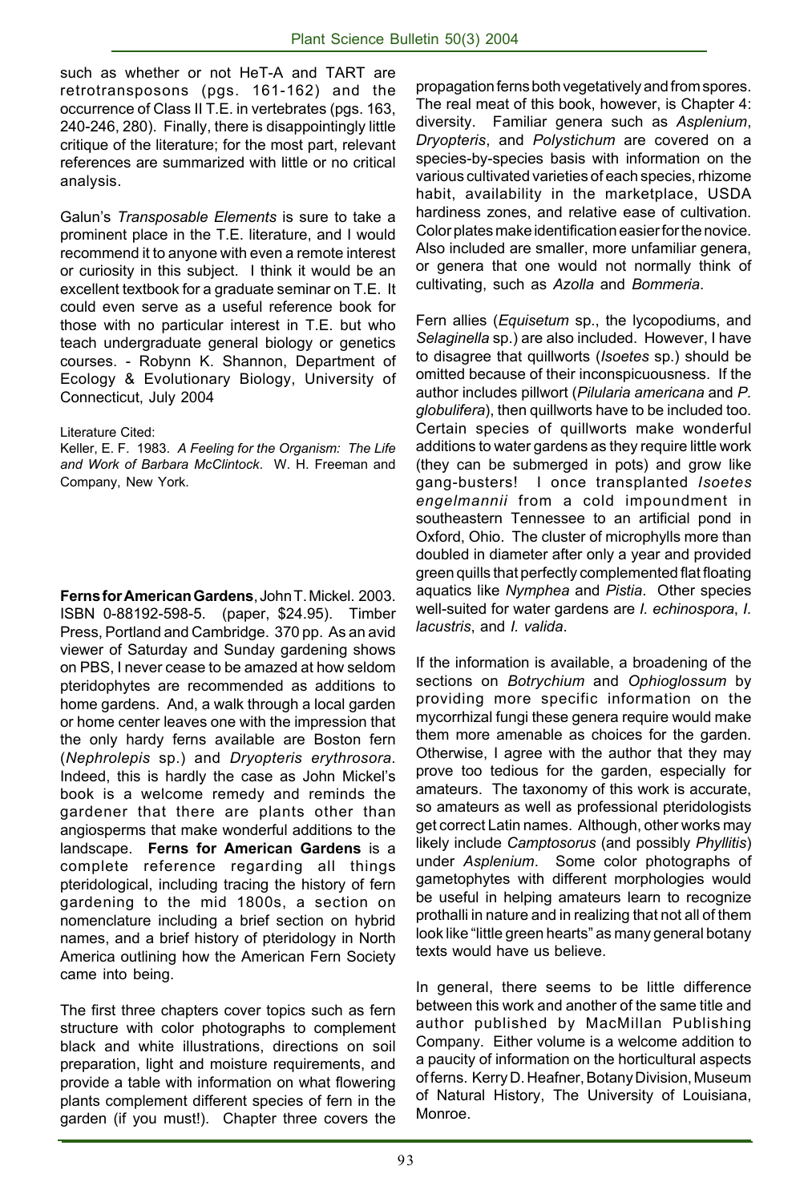such as whether or not HeT-A and TART are retrotransposons (pgs. 161-162) and the occurrence of Class II T.E. in vertebrates (pgs. 163, 240-246, 280). Finally, there is disappointingly little critique of the literature; for the most part, relevant references are summarized with little or no critical analysis.

Galun's *Transposable Elements* is sure to take a prominent place in the T.E. literature, and I would recommend it to anyone with even a remote interest or curiosity in this subject. I think it would be an excellent textbook for a graduate seminar on T.E. It could even serve as a useful reference book for those with no particular interest in T.E. but who teach undergraduate general biology or genetics courses. - Robynn K. Shannon, Department of Ecology & Evolutionary Biology, University of Connecticut, July 2004

Literature Cited:

Keller, E. F. 1983. *A Feeling for the Organism: The Life and Work of Barbara McClintock*. W. H. Freeman and Company, New York.

**Ferns for American Gardens**, John T. Mickel. 2003. ISBN 0-88192-598-5. (paper, $24.95). Timber Press, Portland and Cambridge. 370 pp. As an avid viewer of Saturday and Sunday gardening shows on PBS, I never cease to be amazed at how seldom pteridophytes are recommended as additions to home gardens. And, a walk through a local garden or home center leaves one with the impression that the only hardy ferns available are Boston fern (*Nephrolepis* sp.) and *Dryopteris erythrosora*. Indeed, this is hardly the case as John Mickel's book is a welcome remedy and reminds the gardener that there are plants other than angiosperms that make wonderful additions to the landscape. **Ferns for American Gardens** is a complete reference regarding all things pteridological, including tracing the history of fern gardening to the mid 1800s, a section on nomenclature including a brief section on hybrid names, and a brief history of pteridology in North America outlining how the American Fern Society came into being.

The first three chapters cover topics such as fern structure with color photographs to complement black and white illustrations, directions on soil preparation, light and moisture requirements, and provide a table with information on what flowering plants complement different species of fern in the garden (if you must!). Chapter three covers the propagation ferns both vegetatively and from spores. The real meat of this book, however, is Chapter 4: diversity. Familiar genera such as *Asplenium*, *Dryopteris*, and *Polystichum* are covered on a species-by-species basis with information on the various cultivated varieties of each species, rhizome habit, availability in the marketplace, USDA hardiness zones, and relative ease of cultivation. Color plates make identification easier for the novice. Also included are smaller, more unfamiliar genera, or genera that one would not normally think of cultivating, such as *Azolla* and *Bommeria*.

Fern allies (*Equisetum* sp., the lycopodiums, and *Selaginella* sp.) are also included. However, I have to disagree that quillworts (*Isoetes* sp.) should be omitted because of their inconspicuousness. If the author includes pillwort (*Pilularia americana* and *P. globulifera*), then quillworts have to be included too. Certain species of quillworts make wonderful additions to water gardens as they require little work (they can be submerged in pots) and grow like gang-busters! I once transplanted *Isoetes engelmannii* from a cold impoundment in southeastern Tennessee to an artificial pond in Oxford, Ohio. The cluster of microphylls more than doubled in diameter after only a year and provided green quills that perfectly complemented flat floating aquatics like *Nymphea* and *Pistia*. Other species well-suited for water gardens are *I. echinospora*, *I. lacustris*, and *I. valida*.

If the information is available, a broadening of the sections on *Botrychium* and *Ophioglossum* by providing more specific information on the mycorrhizal fungi these genera require would make them more amenable as choices for the garden. Otherwise, I agree with the author that they may prove too tedious for the garden, especially for amateurs. The taxonomy of this work is accurate, so amateurs as well as professional pteridologists get correct Latin names. Although, other works may likely include *Camptosorus* (and possibly *Phyllitis*) under *Asplenium*. Some color photographs of gametophytes with different morphologies would be useful in helping amateurs learn to recognize prothalli in nature and in realizing that not all of them look like "little green hearts" as many general botany texts would have us believe.

In general, there seems to be little difference between this work and another of the same title and author published by MacMillan Publishing Company. Either volume is a welcome addition to a paucity of information on the horticultural aspects of ferns. Kerry D. Heafner, Botany Division, Museum of Natural History, The University of Louisiana, Monroe.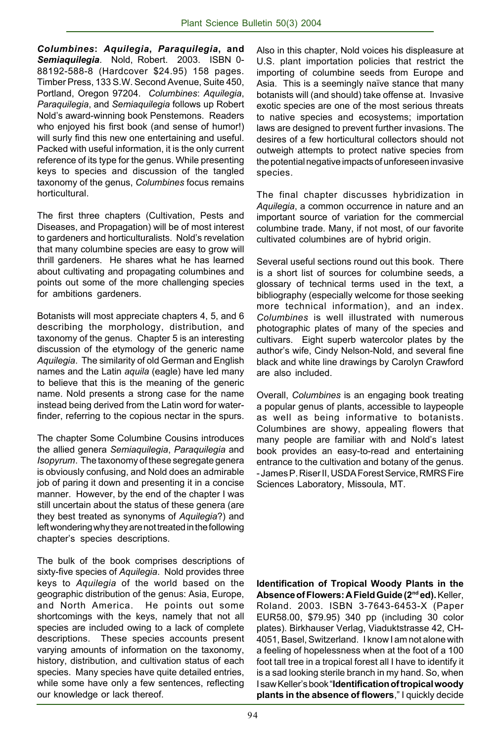***Columbines*: *Aquilegia*, *Paraquilegia*, and *Semiaquilegia***. Nold, Robert. 2003. ISBN 0-88192-588-8 (Hardcover $24.95) 158 pages. Timber Press, 133 S.W. Second Avenue, Suite 450, Portland, Oregon 97204. *Columbines*: *Aquilegia*, *Paraquilegia*, and *Semiaquilegia* follows up Robert Nold's award-winning book Penstemons. Readers who enjoyed his first book (and sense of humor!) will surly find this new one entertaining and useful. Packed with useful information, it is the only current reference of its type for the genus. While presenting keys to species and discussion of the tangled taxonomy of the genus, *Columbines* focus remains horticultural.

The first three chapters (Cultivation, Pests and Diseases, and Propagation) will be of most interest to gardeners and horticulturalists. Nold's revelation that many columbine species are easy to grow will thrill gardeners. He shares what he has learned about cultivating and propagating columbines and points out some of the more challenging species for ambitions gardeners.

Botanists will most appreciate chapters 4, 5, and 6 describing the morphology, distribution, and taxonomy of the genus. Chapter 5 is an interesting discussion of the etymology of the generic name *Aquilegia*. The similarity of old German and English names and the Latin *aquila* (eagle) have led many to believe that this is the meaning of the generic name. Nold presents a strong case for the name instead being derived from the Latin word for water-finder, referring to the copious nectar in the spurs.

The chapter Some Columbine Cousins introduces the allied genera *Semiaquilegia*, *Paraquilegia* and *Isopyrum*. The taxonomy of these segregate genera is obviously confusing, and Nold does an admirable job of paring it down and presenting it in a concise manner. However, by the end of the chapter I was still uncertain about the status of these genera (are they best treated as synonyms of *Aquilegia*?) and left wondering why they are not treated in the following chapter's species descriptions.

The bulk of the book comprises descriptions of sixty-five species of *Aquilegia*. Nold provides three keys to *Aquilegia* of the world based on the geographic distribution of the genus: Asia, Europe, and North America. He points out some shortcomings with the keys, namely that not all species are included owing to a lack of complete descriptions. These species accounts present varying amounts of information on the taxonomy, history, distribution, and cultivation status of each species. Many species have quite detailed entries, while some have only a few sentences, reflecting our knowledge or lack thereof.

Also in this chapter, Nold voices his displeasure at U.S. plant importation policies that restrict the importing of columbine seeds from Europe and Asia. This is a seemingly naïve stance that many botanists will (and should) take offense at. Invasive exotic species are one of the most serious threats to native species and ecosystems; importation laws are designed to prevent further invasions. The desires of a few horticultural collectors should not outweigh attempts to protect native species from the potential negative impacts of unforeseen invasive species.

The final chapter discusses hybridization in *Aquilegia*, a common occurrence in nature and an important source of variation for the commercial columbine trade. Many, if not most, of our favorite cultivated columbines are of hybrid origin.

Several useful sections round out this book. There is a short list of sources for columbine seeds, a glossary of technical terms used in the text, a bibliography (especially welcome for those seeking more technical information), and an index. *Columbines* is well illustrated with numerous photographic plates of many of the species and cultivars. Eight superb watercolor plates by the author's wife, Cindy Nelson-Nold, and several fine black and white line drawings by Carolyn Crawford are also included.

Overall, *Columbines* is an engaging book treating a popular genus of plants, accessible to laypeople as well as being informative to botanists. Columbines are showy, appealing flowers that many people are familiar with and Nold's latest book provides an easy-to-read and entertaining entrance to the cultivation and botany of the genus. - James P. Riser II, USDA Forest Service, RMRS Fire Sciences Laboratory, Missoula, MT.

**Identification of Tropical Woody Plants in the Absence of Flowers: A Field Guide (2nd ed).** Keller, Roland. 2003. ISBN 3-7643-6453-X (Paper EUR58.00, $79.95) 340 pp (including 30 color plates). Birkhauser Verlag, Viaduktstrasse 42, CH-4051, Basel, Switzerland. I know I am not alone with a feeling of hopelessness when at the foot of a 100 foot tall tree in a tropical forest all I have to identify it is a sad looking sterile branch in my hand. So, when I saw Keller's book "**Identification of tropical woody plants in the absence of flowers**," I quickly decide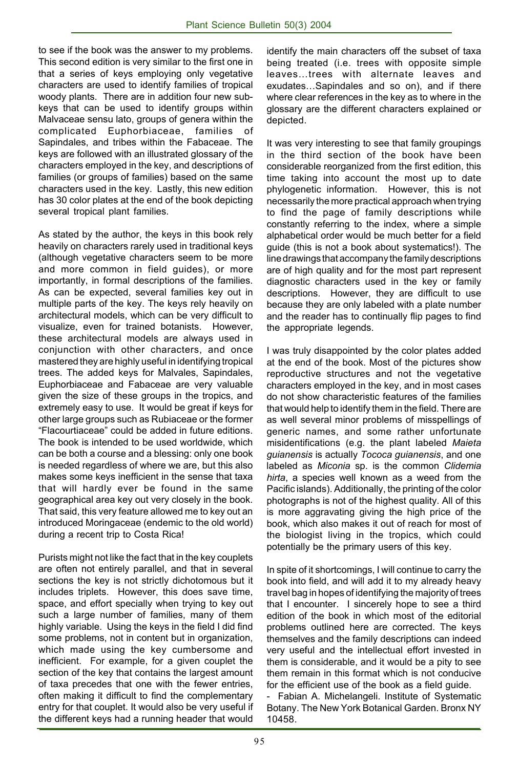to see if the book was the answer to my problems. This second edition is very similar to the first one in that a series of keys employing only vegetative characters are used to identify families of tropical woody plants. There are in addition four new sub-keys that can be used to identify groups within Malvaceae sensu lato, groups of genera within the complicated Euphorbiaceae, families of Sapindales, and tribes within the Fabaceae. The keys are followed with an illustrated glossary of the characters employed in the key, and descriptions of families (or groups of families) based on the same characters used in the key. Lastly, this new edition has 30 color plates at the end of the book depicting several tropical plant families.

As stated by the author, the keys in this book rely heavily on characters rarely used in traditional keys (although vegetative characters seem to be more and more common in field guides), or more importantly, in formal descriptions of the families. As can be expected, several families key out in multiple parts of the key. The keys rely heavily on architectural models, which can be very difficult to visualize, even for trained botanists. However, these architectural models are always used in conjunction with other characters, and once mastered they are highly useful in identifying tropical trees. The added keys for Malvales, Sapindales, Euphorbiaceae and Fabaceae are very valuable given the size of these groups in the tropics, and extremely easy to use. It would be great if keys for other large groups such as Rubiaceae or the former "Flacourtiaceae" could be added in future editions. The book is intended to be used worldwide, which can be both a course and a blessing: only one book is needed regardless of where we are, but this also makes some keys inefficient in the sense that taxa that will hardly ever be found in the same geographical area key out very closely in the book. That said, this very feature allowed me to key out an introduced Moringaceae (endemic to the old world) during a recent trip to Costa Rica!

Purists might not like the fact that in the key couplets are often not entirely parallel, and that in several sections the key is not strictly dichotomous but it includes triplets. However, this does save time, space, and effort specially when trying to key out such a large number of families, many of them highly variable. Using the keys in the field I did find some problems, not in content but in organization, which made using the key cumbersome and inefficient. For example, for a given couplet the section of the key that contains the largest amount of taxa precedes that one with the fewer entries, often making it difficult to find the complementary entry for that couplet. It would also be very useful if the different keys had a running header that would identify the main characters off the subset of taxa being treated (i.e. trees with opposite simple leaves…trees with alternate leaves and exudates…Sapindales and so on), and if there where clear references in the key as to where in the glossary are the different characters explained or depicted.

It was very interesting to see that family groupings in the third section of the book have been considerable reorganized from the first edition, this time taking into account the most up to date phylogenetic information. However, this is not necessarily the more practical approach when trying to find the page of family descriptions while constantly referring to the index, where a simple alphabetical order would be much better for a field guide (this is not a book about systematics!). The line drawings that accompany the family descriptions are of high quality and for the most part represent diagnostic characters used in the key or family descriptions. However, they are difficult to use because they are only labeled with a plate number and the reader has to continually flip pages to find the appropriate legends.

I was truly disappointed by the color plates added at the end of the book. Most of the pictures show reproductive structures and not the vegetative characters employed in the key, and in most cases do not show characteristic features of the families that would help to identify them in the field. There are as well several minor problems of misspellings of generic names, and some rather unfortunate misidentifications (e.g. the plant labeled *Maieta guianensis* is actually *Tococa guianensis*, and one labeled as *Miconia* sp. is the common *Clidemia hirta*, a species well known as a weed from the Pacific islands). Additionally, the printing of the color photographs is not of the highest quality. All of this is more aggravating giving the high price of the book, which also makes it out of reach for most of the biologist living in the tropics, which could potentially be the primary users of this key.

In spite of it shortcomings, I will continue to carry the book into field, and will add it to my already heavy travel bag in hopes of identifying the majority of trees that I encounter. I sincerely hope to see a third edition of the book in which most of the editorial problems outlined here are corrected. The keys themselves and the family descriptions can indeed very useful and the intellectual effort invested in them is considerable, and it would be a pity to see them remain in this format which is not conducive for the efficient use of the book as a field guide.

\- Fabian A. Michelangeli. Institute of Systematic Botany. The New York Botanical Garden. Bronx NY 10458.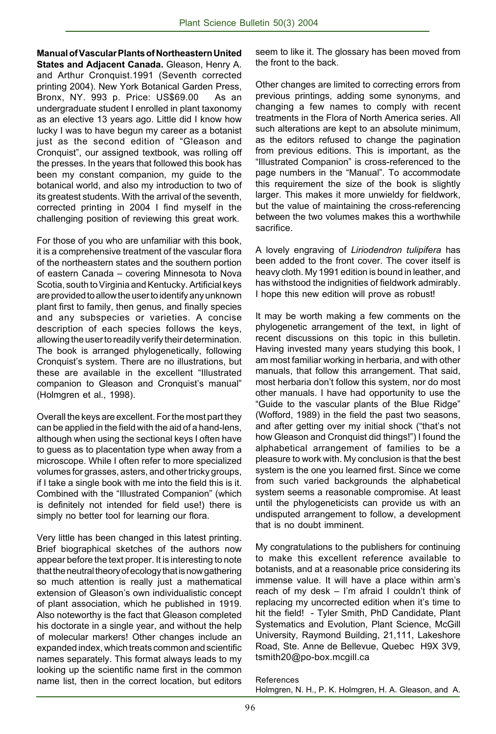**Manual of Vascular Plants of Northeastern United States and Adjacent Canada.** Gleason, Henry A. and Arthur Cronquist.1991 (Seventh corrected printing 2004). New York Botanical Garden Press, Bronx, NY. 993 p. Price: US$69.00 As an undergraduate student I enrolled in plant taxonomy as an elective 13 years ago. Little did I know how lucky I was to have begun my career as a botanist just as the second edition of "Gleason and Cronquist", our assigned textbook, was rolling off the presses. In the years that followed this book has been my constant companion, my guide to the botanical world, and also my introduction to two of its greatest students. With the arrival of the seventh, corrected printing in 2004 I find myself in the challenging position of reviewing this great work.

For those of you who are unfamiliar with this book, it is a comprehensive treatment of the vascular flora of the northeastern states and the southern portion of eastern Canada – covering Minnesota to Nova Scotia, south to Virginia and Kentucky. Artificial keys are provided to allow the user to identify any unknown plant first to family, then genus, and finally species and any subspecies or varieties. A concise description of each species follows the keys, allowing the user to readily verify their determination. The book is arranged phylogenetically, following Cronquist's system. There are no illustrations, but these are available in the excellent "Illustrated companion to Gleason and Cronquist's manual" (Holmgren et al., 1998).

Overall the keys are excellent. For the most part they can be applied in the field with the aid of a hand-lens, although when using the sectional keys I often have to guess as to placentation type when away from a microscope. While I often refer to more specialized volumes for grasses, asters, and other tricky groups, if I take a single book with me into the field this is it. Combined with the "Illustrated Companion" (which is definitely not intended for field use!) there is simply no better tool for learning our flora.

Very little has been changed in this latest printing. Brief biographical sketches of the authors now appear before the text proper. It is interesting to note that the neutral theory of ecology that is now gathering so much attention is really just a mathematical extension of Gleason's own individualistic concept of plant association, which he published in 1919. Also noteworthy is the fact that Gleason completed his doctorate in a single year, and without the help of molecular markers! Other changes include an expanded index, which treats common and scientific names separately. This format always leads to my looking up the scientific name first in the common name list, then in the correct location, but editors seem to like it. The glossary has been moved from the front to the back.

Other changes are limited to correcting errors from previous printings, adding some synonyms, and changing a few names to comply with recent treatments in the Flora of North America series. All such alterations are kept to an absolute minimum, as the editors refused to change the pagination from previous editions. This is important, as the "Illustrated Companion" is cross-referenced to the page numbers in the "Manual". To accommodate this requirement the size of the book is slightly larger. This makes it more unwieldy for fieldwork, but the value of maintaining the cross-referencing between the two volumes makes this a worthwhile sacrifice.

A lovely engraving of *Liriodendron tulipifera* has been added to the front cover. The cover itself is heavy cloth. My 1991 edition is bound in leather, and has withstood the indignities of fieldwork admirably. I hope this new edition will prove as robust!

It may be worth making a few comments on the phylogenetic arrangement of the text, in light of recent discussions on this topic in this bulletin. Having invested many years studying this book, I am most familiar working in herbaria, and with other manuals, that follow this arrangement. That said, most herbaria don't follow this system, nor do most other manuals. I have had opportunity to use the "Guide to the vascular plants of the Blue Ridge" (Wofford, 1989) in the field the past two seasons, and after getting over my initial shock ("that's not how Gleason and Cronquist did things!") I found the alphabetical arrangement of families to be a pleasure to work with. My conclusion is that the best system is the one you learned first. Since we come from such varied backgrounds the alphabetical system seems a reasonable compromise. At least until the phylogeneticists can provide us with an undisputed arrangement to follow, a development that is no doubt imminent.

My congratulations to the publishers for continuing to make this excellent reference available to botanists, and at a reasonable price considering its immense value. It will have a place within arm's reach of my desk – I'm afraid I couldn't think of replacing my uncorrected edition when it's time to hit the field! - Tyler Smith, PhD Candidate, Plant Systematics and Evolution, Plant Science, McGill University, Raymond Building, 21,111, Lakeshore Road, Ste. Anne de Bellevue, Quebec H9X 3V9, tsmith20@po-box.mcgill.ca

References

Holmgren, N. H., P. K. Holmgren, H. A. Gleason, and A.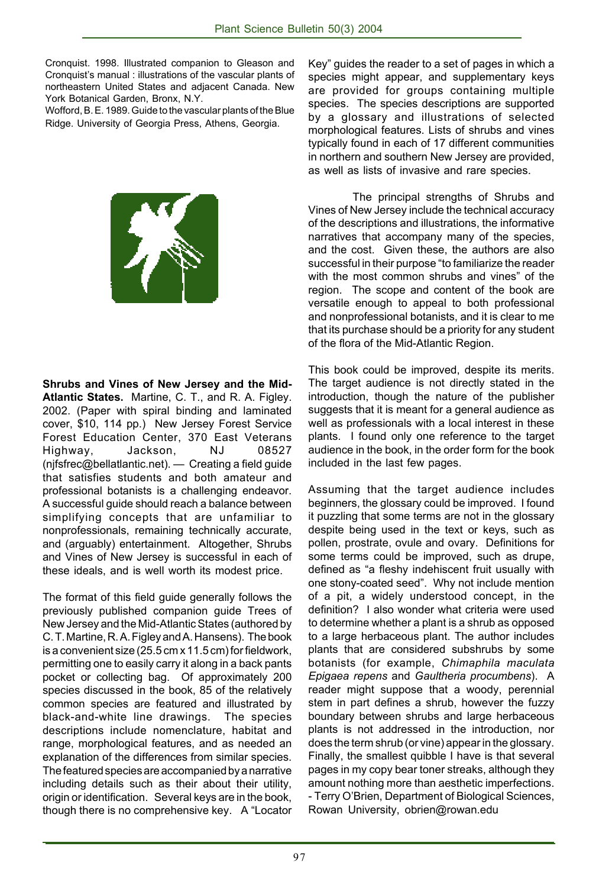Cronquist. 1998. Illustrated companion to Gleason and Cronquist's manual : illustrations of the vascular plants of northeastern United States and adjacent Canada. New York Botanical Garden, Bronx, N.Y.

Wofford, B. E. 1989. Guide to the vascular plants of the Blue Ridge. University of Georgia Press, Athens, Georgia.

**Shrubs and Vines of New Jersey and the Mid-Atlantic States.** Martine, C. T., and R. A. Figley. 2002. (Paper with spiral binding and laminated cover, $10, 114 pp.) New Jersey Forest Service Forest Education Center, 370 East Veterans Highway, Jackson, NJ 08527 (njfsfrec@bellatlantic.net). — Creating a field guide that satisfies students and both amateur and professional botanists is a challenging endeavor. A successful guide should reach a balance between simplifying concepts that are unfamiliar to nonprofessionals, remaining technically accurate, and (arguably) entertainment. Altogether, Shrubs and Vines of New Jersey is successful in each of these ideals, and is well worth its modest price.

The format of this field guide generally follows the previously published companion guide Trees of New Jersey and the Mid-Atlantic States (authored by C. T. Martine, R. A. Figley and A. Hansens). The book is a convenient size (25.5 cm x 11.5 cm) for fieldwork, permitting one to easily carry it along in a back pants pocket or collecting bag. Of approximately 200 species discussed in the book, 85 of the relatively common species are featured and illustrated by black-and-white line drawings. The species descriptions include nomenclature, habitat and range, morphological features, and as needed an explanation of the differences from similar species. The featured species are accompanied by a narrative including details such as their about their utility, origin or identification. Several keys are in the book, though there is no comprehensive key. A "Locator Key" guides the reader to a set of pages in which a species might appear, and supplementary keys are provided for groups containing multiple species. The species descriptions are supported by a glossary and illustrations of selected morphological features. Lists of shrubs and vines typically found in each of 17 different communities in northern and southern New Jersey are provided, as well as lists of invasive and rare species.

The principal strengths of Shrubs and Vines of New Jersey include the technical accuracy of the descriptions and illustrations, the informative narratives that accompany many of the species, and the cost. Given these, the authors are also successful in their purpose "to familiarize the reader with the most common shrubs and vines" of the region. The scope and content of the book are versatile enough to appeal to both professional and nonprofessional botanists, and it is clear to me that its purchase should be a priority for any student of the flora of the Mid-Atlantic Region.

This book could be improved, despite its merits. The target audience is not directly stated in the introduction, though the nature of the publisher suggests that it is meant for a general audience as well as professionals with a local interest in these plants. I found only one reference to the target audience in the book, in the order form for the book included in the last few pages.

Assuming that the target audience includes beginners, the glossary could be improved. I found it puzzling that some terms are not in the glossary despite being used in the text or keys, such as pollen, prostrate, ovule and ovary. Definitions for some terms could be improved, such as drupe, defined as "a fleshy indehiscent fruit usually with one stony-coated seed". Why not include mention of a pit, a widely understood concept, in the definition? I also wonder what criteria were used to determine whether a plant is a shrub as opposed to a large herbaceous plant. The author includes plants that are considered subshrubs by some botanists (for example, *Chimaphila maculata Epigaea repens* and *Gaultheria procumbens*). A reader might suppose that a woody, perennial stem in part defines a shrub, however the fuzzy boundary between shrubs and large herbaceous plants is not addressed in the introduction, nor does the term shrub (or vine) appear in the glossary. Finally, the smallest quibble I have is that several pages in my copy bear toner streaks, although they amount nothing more than aesthetic imperfections.
- Terry O'Brien, Department of Biological Sciences, Rowan University, obrien@rowan.edu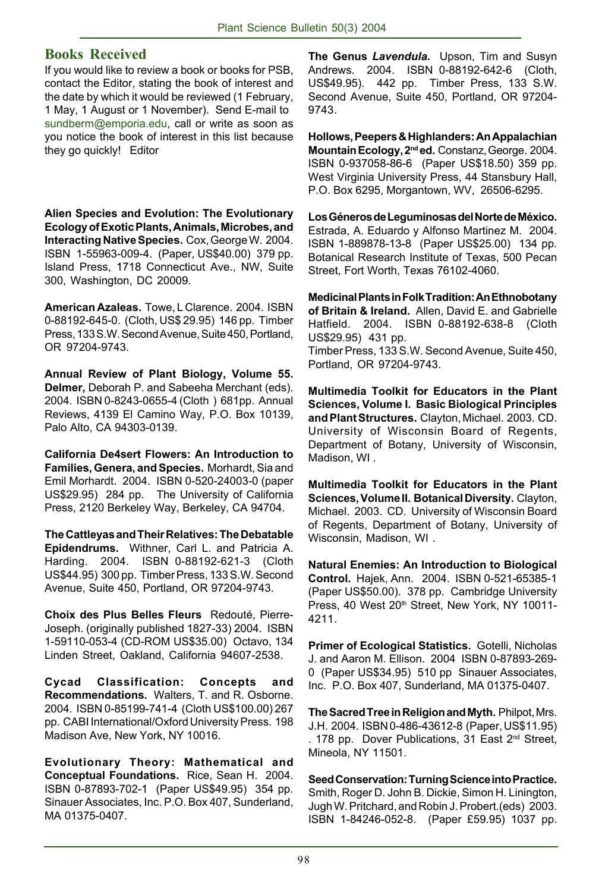## Books Received

If you would like to review a book or books for PSB, contact the Editor, stating the book of interest and the date by which it would be reviewed (1 February, 1 May, 1 August or 1 November). Send E-mail to sundberm@emporia.edu, call or write as soon as you notice the book of interest in this list because they go quickly! Editor

**Alien Species and Evolution: The Evolutionary Ecology of Exotic Plants, Animals, Microbes, and Interacting Native Species.** Cox, George W. 2004. ISBN 1-55963-009-4. (Paper, US$40.00) 379 pp. Island Press, 1718 Connecticut Ave., NW, Suite 300, Washington, DC 20009.

**American Azaleas.** Towe, L Clarence. 2004. ISBN 0-88192-645-0. (Cloth, US$ 29.95) 146 pp. Timber Press, 133 S.W. Second Avenue, Suite 450, Portland, OR 97204-9743.

**Annual Review of Plant Biology, Volume 55. Delmer,** Deborah P. and Sabeeha Merchant (eds). 2004. ISBN 0-8243-0655-4 (Cloth ) 681pp. Annual Reviews, 4139 El Camino Way, P.O. Box 10139, Palo Alto, CA 94303-0139.

**California De4sert Flowers: An Introduction to Families, Genera, and Species.** Morhardt, Sia and Emil Morhardt. 2004. ISBN 0-520-24003-0 (paper US$29.95) 284 pp. The University of California Press, 2120 Berkeley Way, Berkeley, CA 94704.

**The Cattleyas and Their Relatives: The Debatable Epidendrums.** Withner, Carl L. and Patricia A. Harding. 2004. ISBN 0-88192-621-3 (Cloth US$44.95) 300 pp. Timber Press, 133 S.W. Second Avenue, Suite 450, Portland, OR 97204-9743.

**Choix des Plus Belles Fleurs** Redouté, Pierre-Joseph. (originally published 1827-33) 2004. ISBN 1-59110-053-4 (CD-ROM US$35.00) Octavo, 134 Linden Street, Oakland, California 94607-2538.

**Cycad Classification: Concepts and Recommendations.** Walters, T. and R. Osborne. 2004. ISBN 0-85199-741-4 (Cloth US$100.00) 267 pp. CABI International/Oxford University Press. 198 Madison Ave, New York, NY 10016.

**Evolutionary Theory: Mathematical and Conceptual Foundations.** Rice, Sean H. 2004. ISBN 0-87893-702-1 (Paper US$49.95) 354 pp. Sinauer Associates, Inc. P.O. Box 407, Sunderland, MA 01375-0407.

**The Genus *Lavendula*.** Upson, Tim and Susyn Andrews. 2004. ISBN 0-88192-642-6 (Cloth, US$49.95). 442 pp. Timber Press, 133 S.W. Second Avenue, Suite 450, Portland, OR 97204-9743.

**Hollows, Peepers & Highlanders: An Appalachian Mountain Ecology, 2nd ed.** Constanz, George. 2004. ISBN 0-937058-86-6 (Paper US$18.50) 359 pp. West Virginia University Press, 44 Stansbury Hall, P.O. Box 6295, Morgantown, WV, 26506-6295.

**Los Géneros de Leguminosas del Norte de México.** Estrada, A. Eduardo y Alfonso Martinez M. 2004. ISBN 1-889878-13-8 (Paper US$25.00) 134 pp. Botanical Research Institute of Texas, 500 Pecan Street, Fort Worth, Texas 76102-4060.

**Medicinal Plants in Folk Tradition: An Ethnobotany of Britain & Ireland.** Allen, David E. and Gabrielle Hatfield. 2004. ISBN 0-88192-638-8 (Cloth US$29.95) 431 pp.
Timber Press, 133 S.W. Second Avenue, Suite 450, Portland, OR 97204-9743.

**Multimedia Toolkit for Educators in the Plant Sciences, Volume I. Basic Biological Principles and Plant Structures.** Clayton, Michael. 2003. CD. University of Wisconsin Board of Regents, Department of Botany, University of Wisconsin, Madison, WI .

**Multimedia Toolkit for Educators in the Plant Sciences, Volume II. Botanical Diversity.** Clayton, Michael. 2003. CD. University of Wisconsin Board of Regents, Department of Botany, University of Wisconsin, Madison, WI .

**Natural Enemies: An Introduction to Biological Control.** Hajek, Ann. 2004. ISBN 0-521-65385-1 (Paper US$50.00). 378 pp. Cambridge University Press, 40 West 20th Street, New York, NY 10011-4211.

**Primer of Ecological Statistics.** Gotelli, Nicholas J. and Aaron M. Ellison. 2004 ISBN 0-87893-269-0 (Paper US$34.95) 510 pp Sinauer Associates, Inc. P.O. Box 407, Sunderland, MA 01375-0407.

**The Sacred Tree in Religion and Myth.** Philpot, Mrs. J.H. 2004. ISBN 0-486-43612-8 (Paper, US$11.95) . 178 pp. Dover Publications, 31 East 2nd Street, Mineola, NY 11501.

**Seed Conservation: Turning Science into Practice.** Smith, Roger D. John B. Dickie, Simon H. Linington, Jugh W. Pritchard, and Robin J. Probert.(eds) 2003. ISBN 1-84246-052-8. (Paper £59.95) 1037 pp.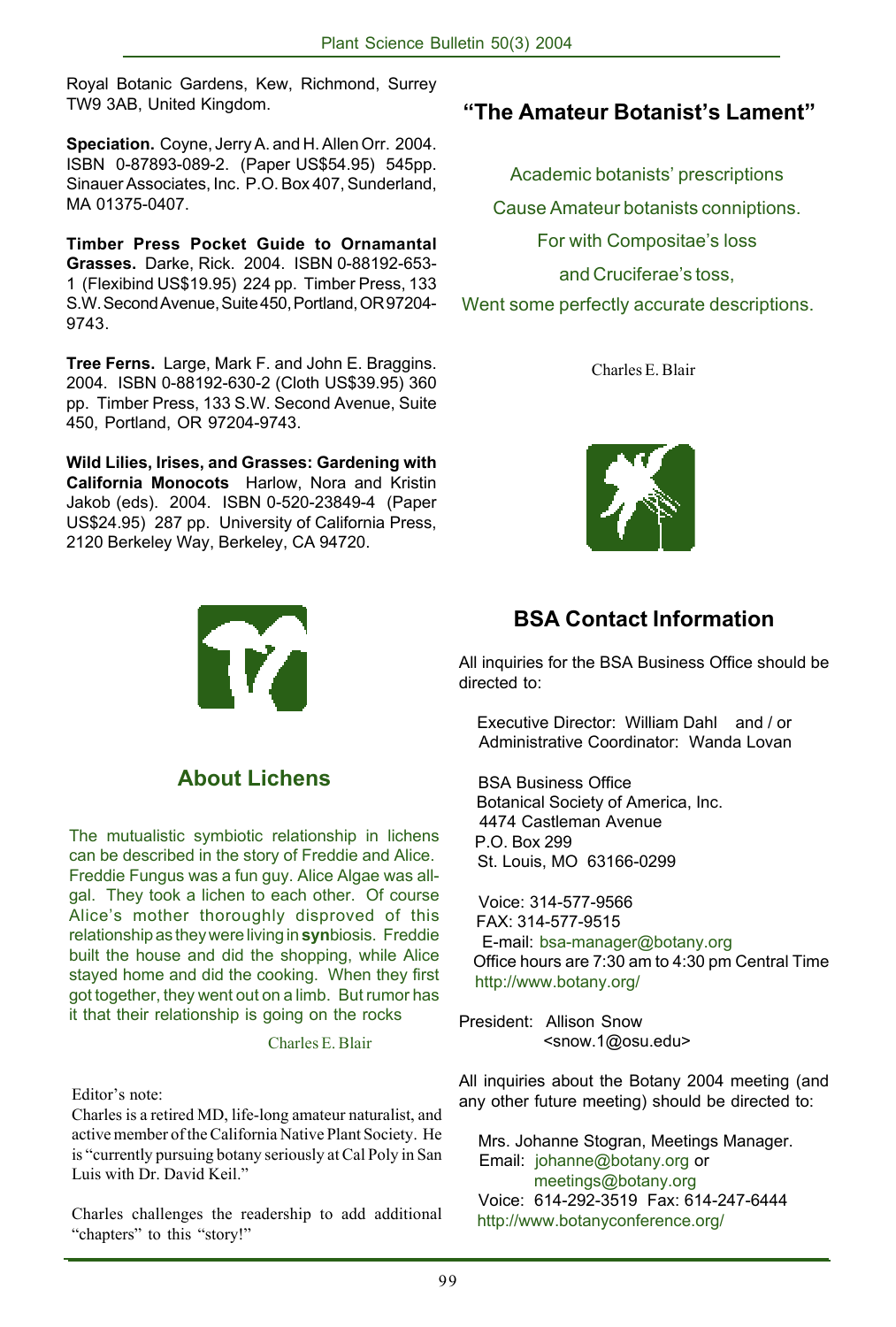Royal Botanic Gardens, Kew, Richmond, Surrey TW9 3AB, United Kingdom.

**Speciation.** Coyne, Jerry A. and H. Allen Orr. 2004. ISBN 0-87893-089-2. (Paper US$54.95) 545pp. Sinauer Associates, Inc. P.O. Box 407, Sunderland, MA 01375-0407.

**Timber Press Pocket Guide to Ornamantal Grasses.** Darke, Rick. 2004. ISBN 0-88192-653-1 (Flexibind US$19.95) 224 pp. Timber Press, 133 S.W. Second Avenue, Suite 450, Portland, OR 97204-9743.

**Tree Ferns.** Large, Mark F. and John E. Braggins. 2004. ISBN 0-88192-630-2 (Cloth US$39.95) 360 pp. Timber Press, 133 S.W. Second Avenue, Suite 450, Portland, OR 97204-9743.

**Wild Lilies, Irises, and Grasses: Gardening with California Monocots** Harlow, Nora and Kristin Jakob (eds). 2004. ISBN 0-520-23849-4 (Paper US$24.95) 287 pp. University of California Press, 2120 Berkeley Way, Berkeley, CA 94720.

## About Lichens

The mutualistic symbiotic relationship in lichens can be described in the story of Freddie and Alice. Freddie Fungus was a fun guy. Alice Algae was all-gal. They took a lichen to each other. Of course Alice's mother thoroughly disproved of this relationship as they were living in **syn**biosis. Freddie built the house and did the shopping, while Alice stayed home and did the cooking. When they first got together, they went out on a limb. But rumor has it that their relationship is going on the rocks

Charles E. Blair

Editor's note:
Charles is a retired MD, life-long amateur naturalist, and active member of the California Native Plant Society. He is "currently pursuing botany seriously at Cal Poly in San Luis with Dr. David Keil."

Charles challenges the readership to add additional "chapters" to this "story!"

## "The Amateur Botanist's Lament"

Academic botanists' prescriptions
Cause Amateur botanists conniptions.
For with Compositae's loss
and Cruciferae's toss,
Went some perfectly accurate descriptions.

Charles E. Blair

## BSA Contact Information

All inquiries for the BSA Business Office should be directed to:

Executive Director: William Dahl and / or
Administrative Coordinator: Wanda Lovan

BSA Business Office
Botanical Society of America, Inc.
4474 Castleman Avenue
P.O. Box 299
St. Louis, MO 63166-0299

Voice: 314-577-9566
FAX: 314-577-9515
E-mail: bsa-manager@botany.org
Office hours are 7:30 am to 4:30 pm Central Time
http://www.botany.org/

President: Allison Snow
<snow.1@osu.edu>

All inquiries about the Botany 2004 meeting (and any other future meeting) should be directed to:

Mrs. Johanne Stogran, Meetings Manager.
Email: johanne@botany.org or
meetings@botany.org
Voice: 614-292-3519 Fax: 614-247-6444
http://www.botanyconference.org/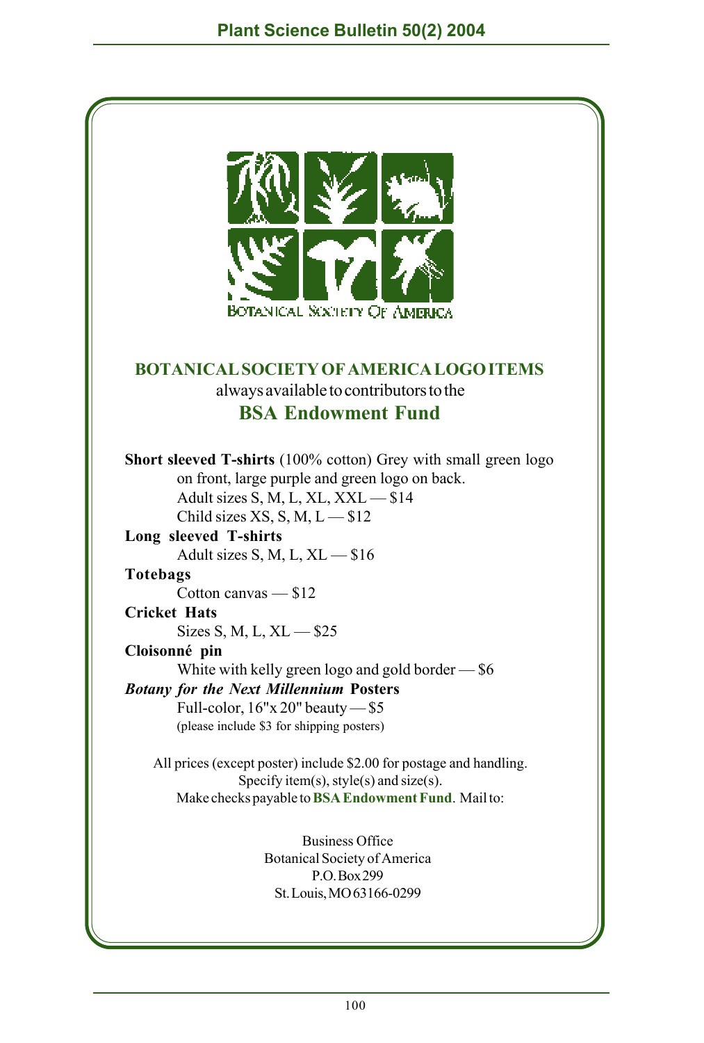BOTANICAL SOCIETY OF AMERICA

## BOTANICAL SOCIETY OF AMERICA LOGO ITEMS

always available to contributors to the

## BSA Endowment Fund

**Short sleeved T-shirts** (100% cotton) Grey with small green logo on front, large purple and green logo on back.
Adult sizes S, M, L, XL, XXL — $14
Child sizes XS, S, M, L — $12

**Long sleeved T-shirts**
Adult sizes S, M, L, XL — $16

**Totebags**
Cotton canvas — $12

**Cricket Hats**
Sizes S, M, L, XL — $25

**Cloisonné pin**
White with kelly green logo and gold border — $6

***Botany for the Next Millennium* Posters**
Full-color, 16"x 20" beauty — $5
(please include $3 for shipping posters)

All prices (except poster) include $2.00 for postage and handling.
Specify item(s), style(s) and size(s).
Make checks payable to **BSA Endowment Fund**. Mail to:

Business Office
Botanical Society of America
P.O. Box 299
St. Louis, MO 63166-0299